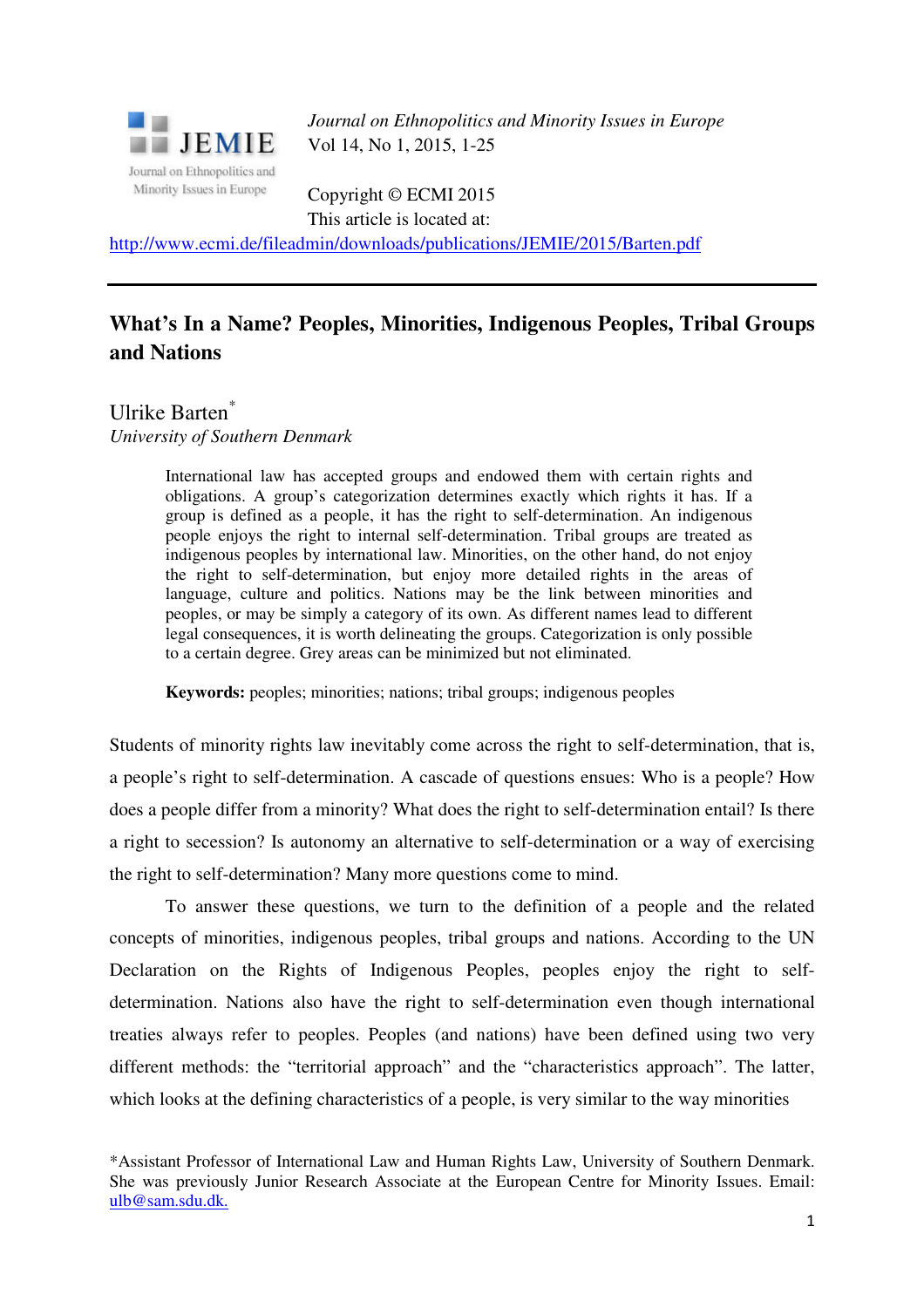Journal on Ethnopolitics and Minority Issues in Europe
Vol 14, No 1, 2015, 1-25

Copyright © ECMI 2015
This article is located at:
http://www.ecmi.de/fileadmin/downloads/publications/JEMIE/2015/Barten.pdf

---

# What's In a Name? Peoples, Minorities, Indigenous Peoples, Tribal Groups and Nations

Ulrike Barten*
*University of Southern Denmark*

> International law has accepted groups and endowed them with certain rights and obligations. A group's categorization determines exactly which rights it has. If a group is defined as a people, it has the right to self-determination. An indigenous people enjoys the right to internal self-determination. Tribal groups are treated as indigenous peoples by international law. Minorities, on the other hand, do not enjoy the right to self-determination, but enjoy more detailed rights in the areas of language, culture and politics. Nations may be the link between minorities and peoples, or may be simply a category of its own. As different names lead to different legal consequences, it is worth delineating the groups. Categorization is only possible to a certain degree. Grey areas can be minimized but not eliminated.
>
> **Keywords:** peoples; minorities; nations; tribal groups; indigenous peoples

Students of minority rights law inevitably come across the right to self-determination, that is, a people's right to self-determination. A cascade of questions ensues: Who is a people? How does a people differ from a minority? What does the right to self-determination entail? Is there a right to secession? Is autonomy an alternative to self-determination or a way of exercising the right to self-determination? Many more questions come to mind.

To answer these questions, we turn to the definition of a people and the related concepts of minorities, indigenous peoples, tribal groups and nations. According to the UN Declaration on the Rights of Indigenous Peoples, peoples enjoy the right to self-determination. Nations also have the right to self-determination even though international treaties always refer to peoples. Peoples (and nations) have been defined using two very different methods: the "territorial approach" and the "characteristics approach". The latter, which looks at the defining characteristics of a people, is very similar to the way minorities

---

*Assistant Professor of International Law and Human Rights Law, University of Southern Denmark. She was previously Junior Research Associate at the European Centre for Minority Issues. Email: ulb@sam.sdu.dk.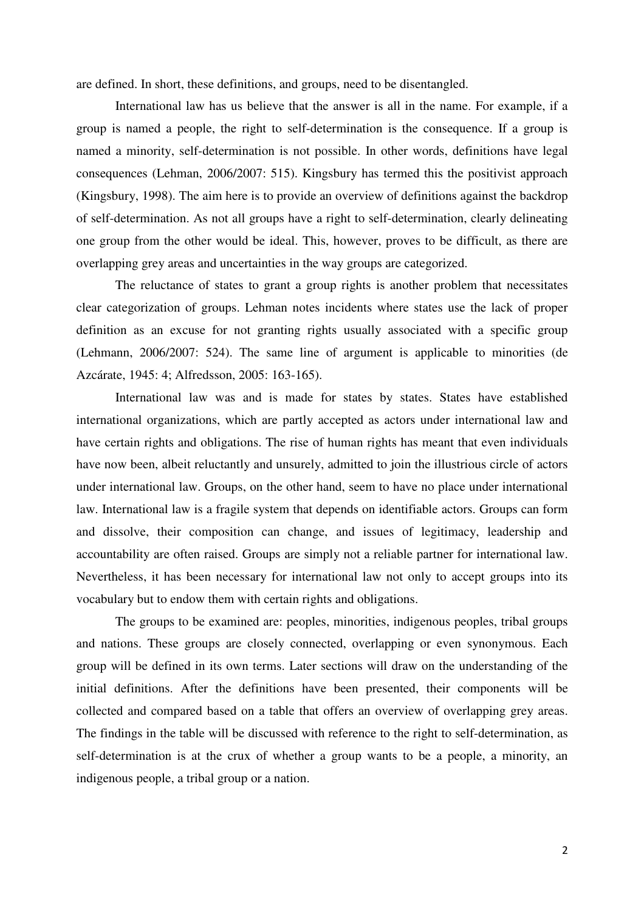are defined. In short, these definitions, and groups, need to be disentangled.

International law has us believe that the answer is all in the name. For example, if a group is named a people, the right to self-determination is the consequence. If a group is named a minority, self-determination is not possible. In other words, definitions have legal consequences (Lehman, 2006/2007: 515). Kingsbury has termed this the positivist approach (Kingsbury, 1998). The aim here is to provide an overview of definitions against the backdrop of self-determination. As not all groups have a right to self-determination, clearly delineating one group from the other would be ideal. This, however, proves to be difficult, as there are overlapping grey areas and uncertainties in the way groups are categorized.

The reluctance of states to grant a group rights is another problem that necessitates clear categorization of groups. Lehman notes incidents where states use the lack of proper definition as an excuse for not granting rights usually associated with a specific group (Lehmann, 2006/2007: 524). The same line of argument is applicable to minorities (de Azcárate, 1945: 4; Alfredsson, 2005: 163-165).

International law was and is made for states by states. States have established international organizations, which are partly accepted as actors under international law and have certain rights and obligations. The rise of human rights has meant that even individuals have now been, albeit reluctantly and unsurely, admitted to join the illustrious circle of actors under international law. Groups, on the other hand, seem to have no place under international law. International law is a fragile system that depends on identifiable actors. Groups can form and dissolve, their composition can change, and issues of legitimacy, leadership and accountability are often raised. Groups are simply not a reliable partner for international law. Nevertheless, it has been necessary for international law not only to accept groups into its vocabulary but to endow them with certain rights and obligations.

The groups to be examined are: peoples, minorities, indigenous peoples, tribal groups and nations. These groups are closely connected, overlapping or even synonymous. Each group will be defined in its own terms. Later sections will draw on the understanding of the initial definitions. After the definitions have been presented, their components will be collected and compared based on a table that offers an overview of overlapping grey areas. The findings in the table will be discussed with reference to the right to self-determination, as self-determination is at the crux of whether a group wants to be a people, a minority, an indigenous people, a tribal group or a nation.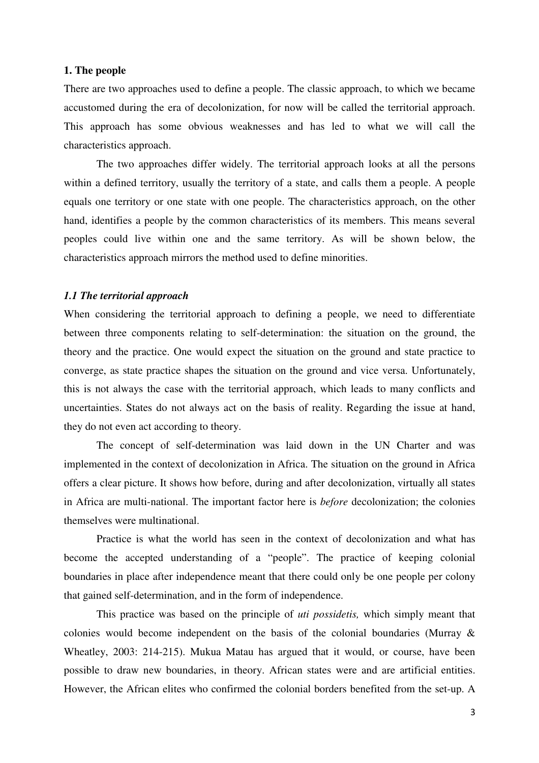**1. The people**

There are two approaches used to define a people. The classic approach, to which we became accustomed during the era of decolonization, for now will be called the territorial approach. This approach has some obvious weaknesses and has led to what we will call the characteristics approach.

The two approaches differ widely. The territorial approach looks at all the persons within a defined territory, usually the territory of a state, and calls them a people. A people equals one territory or one state with one people. The characteristics approach, on the other hand, identifies a people by the common characteristics of its members. This means several peoples could live within one and the same territory. As will be shown below, the characteristics approach mirrors the method used to define minorities.

***1.1 The territorial approach***

When considering the territorial approach to defining a people, we need to differentiate between three components relating to self-determination: the situation on the ground, the theory and the practice. One would expect the situation on the ground and state practice to converge, as state practice shapes the situation on the ground and vice versa. Unfortunately, this is not always the case with the territorial approach, which leads to many conflicts and uncertainties. States do not always act on the basis of reality. Regarding the issue at hand, they do not even act according to theory.

The concept of self-determination was laid down in the UN Charter and was implemented in the context of decolonization in Africa. The situation on the ground in Africa offers a clear picture. It shows how before, during and after decolonization, virtually all states in Africa are multi-national. The important factor here is *before* decolonization; the colonies themselves were multinational.

Practice is what the world has seen in the context of decolonization and what has become the accepted understanding of a "people". The practice of keeping colonial boundaries in place after independence meant that there could only be one people per colony that gained self-determination, and in the form of independence.

This practice was based on the principle of *uti possidetis,* which simply meant that colonies would become independent on the basis of the colonial boundaries (Murray & Wheatley, 2003: 214-215). Mukua Matau has argued that it would, or course, have been possible to draw new boundaries, in theory. African states were and are artificial entities. However, the African elites who confirmed the colonial borders benefited from the set-up. A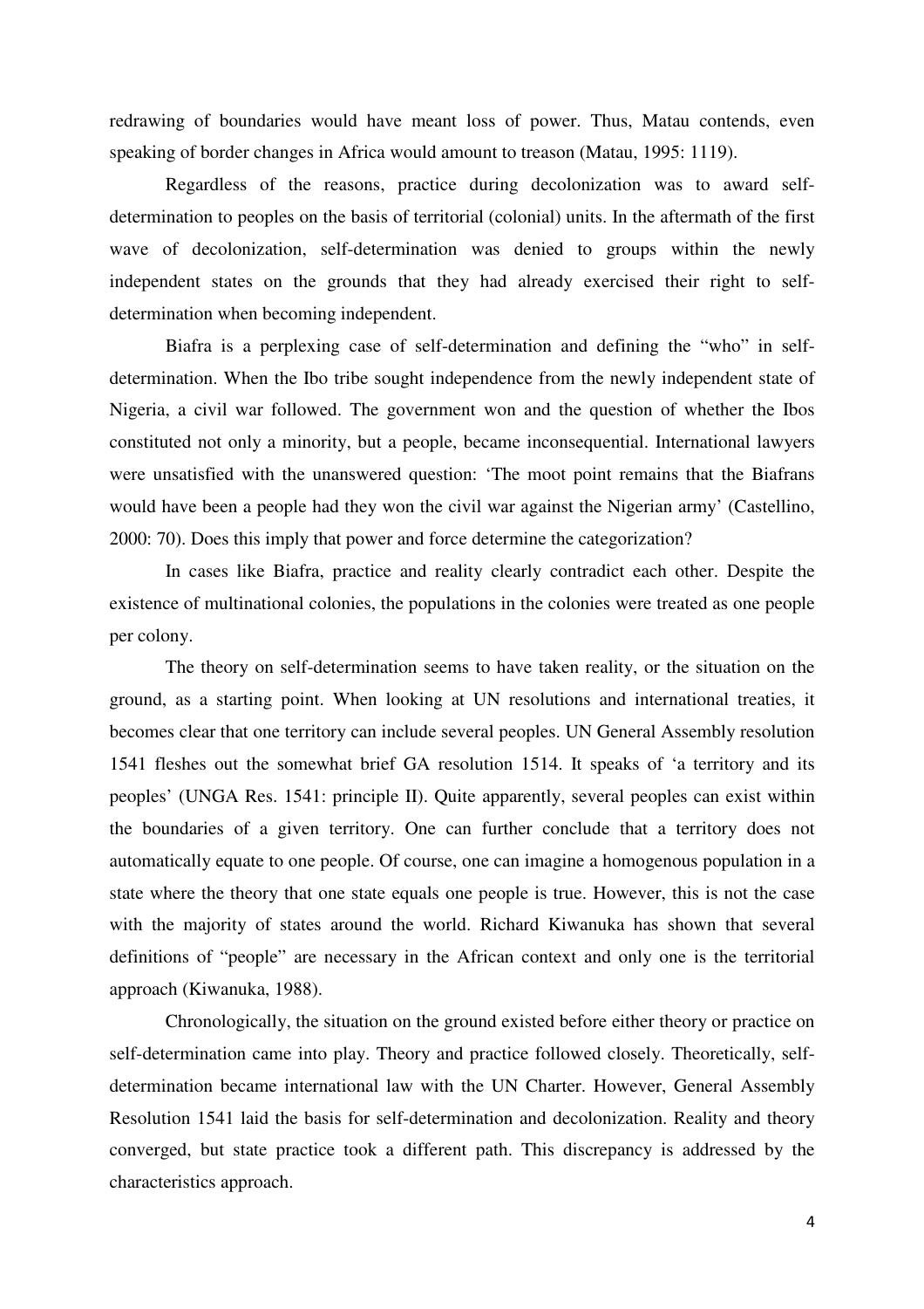redrawing of boundaries would have meant loss of power. Thus, Matau contends, even speaking of border changes in Africa would amount to treason (Matau, 1995: 1119).

Regardless of the reasons, practice during decolonization was to award self-determination to peoples on the basis of territorial (colonial) units. In the aftermath of the first wave of decolonization, self-determination was denied to groups within the newly independent states on the grounds that they had already exercised their right to self-determination when becoming independent.

Biafra is a perplexing case of self-determination and defining the "who" in self-determination. When the Ibo tribe sought independence from the newly independent state of Nigeria, a civil war followed. The government won and the question of whether the Ibos constituted not only a minority, but a people, became inconsequential. International lawyers were unsatisfied with the unanswered question: 'The moot point remains that the Biafrans would have been a people had they won the civil war against the Nigerian army' (Castellino, 2000: 70). Does this imply that power and force determine the categorization?

In cases like Biafra, practice and reality clearly contradict each other. Despite the existence of multinational colonies, the populations in the colonies were treated as one people per colony.

The theory on self-determination seems to have taken reality, or the situation on the ground, as a starting point. When looking at UN resolutions and international treaties, it becomes clear that one territory can include several peoples. UN General Assembly resolution 1541 fleshes out the somewhat brief GA resolution 1514. It speaks of 'a territory and its peoples' (UNGA Res. 1541: principle II). Quite apparently, several peoples can exist within the boundaries of a given territory. One can further conclude that a territory does not automatically equate to one people. Of course, one can imagine a homogenous population in a state where the theory that one state equals one people is true. However, this is not the case with the majority of states around the world. Richard Kiwanuka has shown that several definitions of "people" are necessary in the African context and only one is the territorial approach (Kiwanuka, 1988).

Chronologically, the situation on the ground existed before either theory or practice on self-determination came into play. Theory and practice followed closely. Theoretically, self-determination became international law with the UN Charter. However, General Assembly Resolution 1541 laid the basis for self-determination and decolonization. Reality and theory converged, but state practice took a different path. This discrepancy is addressed by the characteristics approach.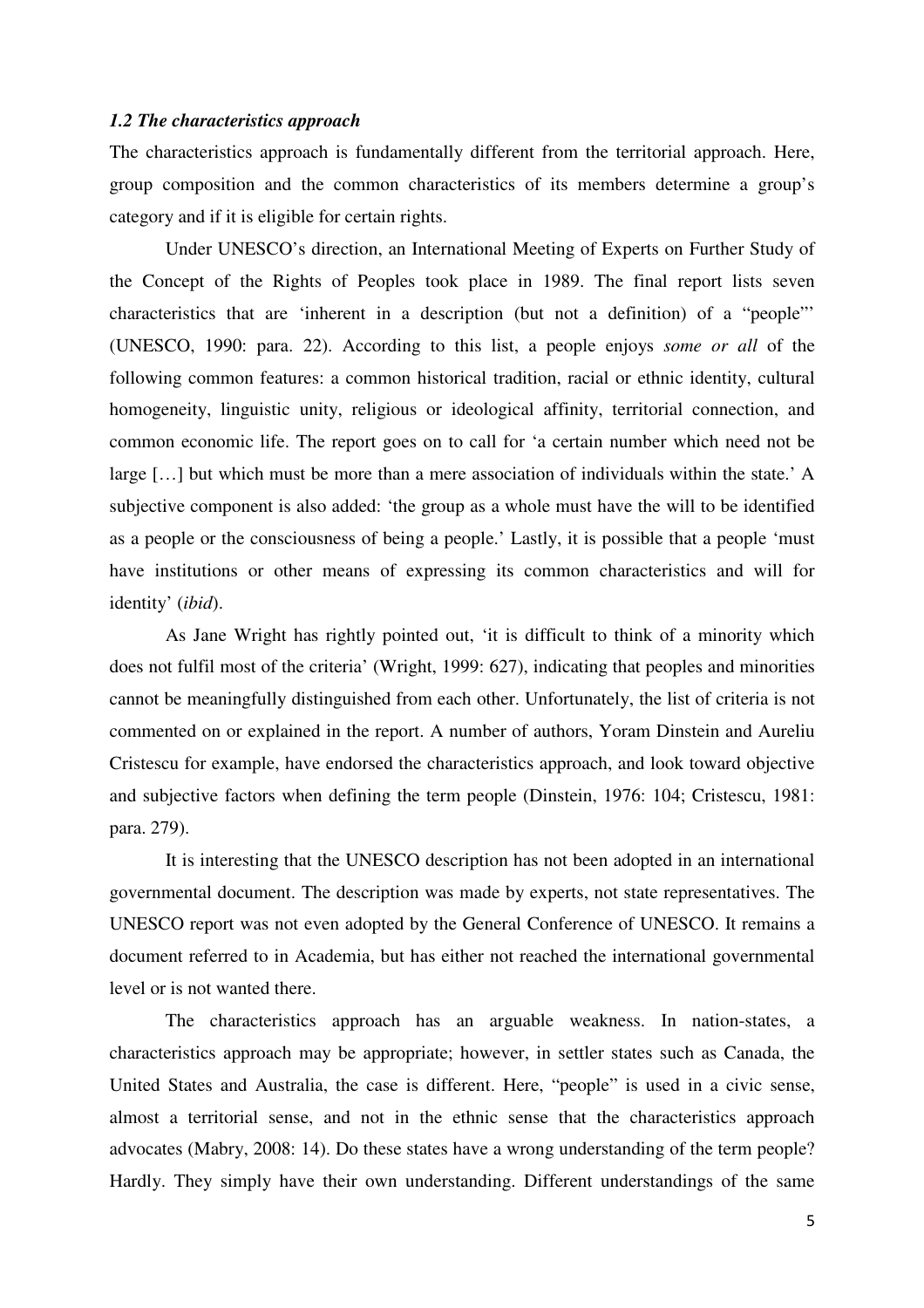### *1.2 The characteristics approach*

The characteristics approach is fundamentally different from the territorial approach. Here, group composition and the common characteristics of its members determine a group's category and if it is eligible for certain rights.

Under UNESCO's direction, an International Meeting of Experts on Further Study of the Concept of the Rights of Peoples took place in 1989. The final report lists seven characteristics that are 'inherent in a description (but not a definition) of a "people"' (UNESCO, 1990: para. 22). According to this list, a people enjoys *some or all* of the following common features: a common historical tradition, racial or ethnic identity, cultural homogeneity, linguistic unity, religious or ideological affinity, territorial connection, and common economic life. The report goes on to call for 'a certain number which need not be large […] but which must be more than a mere association of individuals within the state.' A subjective component is also added: 'the group as a whole must have the will to be identified as a people or the consciousness of being a people.' Lastly, it is possible that a people 'must have institutions or other means of expressing its common characteristics and will for identity' (*ibid*).

As Jane Wright has rightly pointed out, 'it is difficult to think of a minority which does not fulfil most of the criteria' (Wright, 1999: 627), indicating that peoples and minorities cannot be meaningfully distinguished from each other. Unfortunately, the list of criteria is not commented on or explained in the report. A number of authors, Yoram Dinstein and Aureliu Cristescu for example, have endorsed the characteristics approach, and look toward objective and subjective factors when defining the term people (Dinstein, 1976: 104; Cristescu, 1981: para. 279).

It is interesting that the UNESCO description has not been adopted in an international governmental document. The description was made by experts, not state representatives. The UNESCO report was not even adopted by the General Conference of UNESCO. It remains a document referred to in Academia, but has either not reached the international governmental level or is not wanted there.

The characteristics approach has an arguable weakness. In nation-states, a characteristics approach may be appropriate; however, in settler states such as Canada, the United States and Australia, the case is different. Here, "people" is used in a civic sense, almost a territorial sense, and not in the ethnic sense that the characteristics approach advocates (Mabry, 2008: 14). Do these states have a wrong understanding of the term people? Hardly. They simply have their own understanding. Different understandings of the same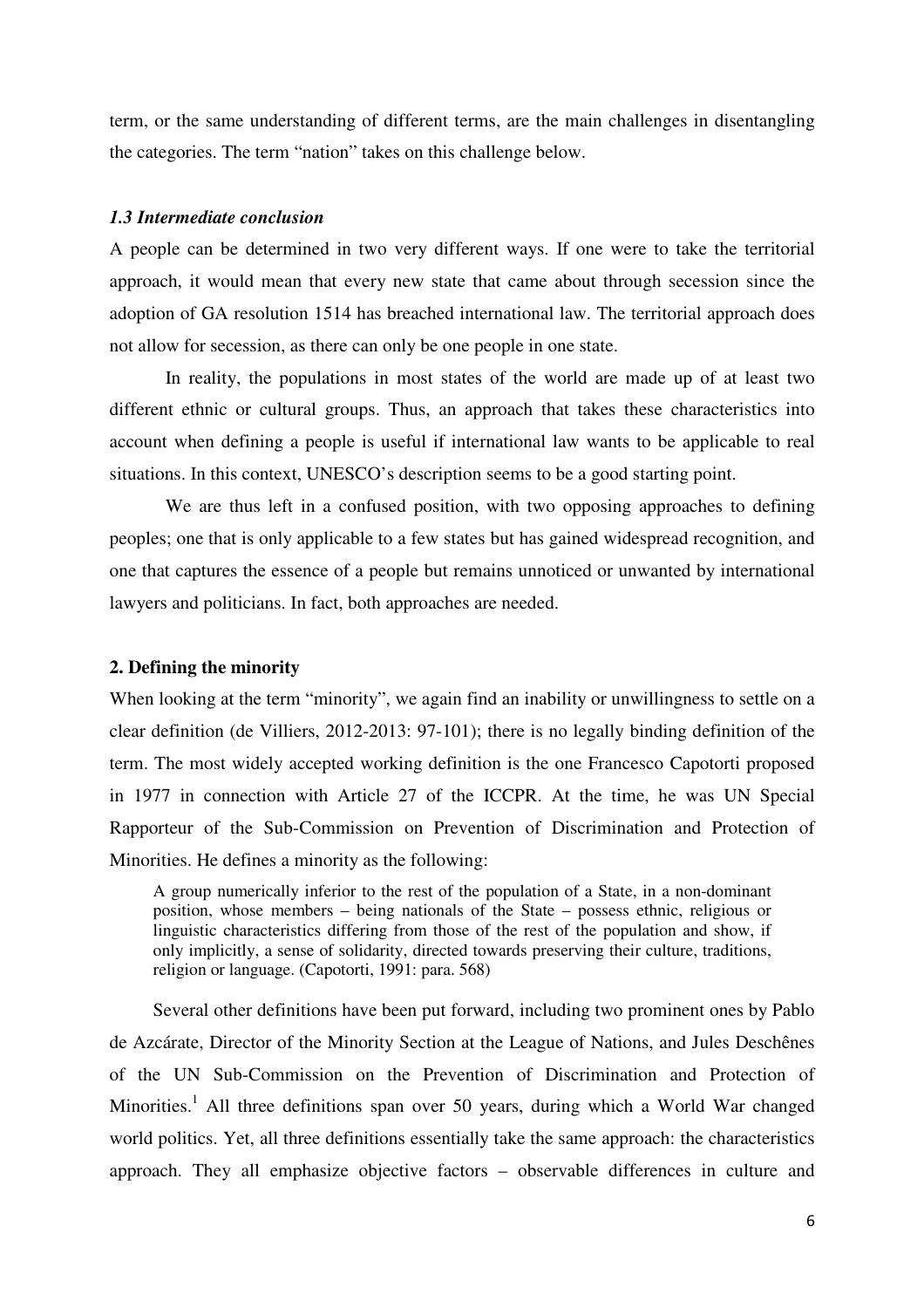term, or the same understanding of different terms, are the main challenges in disentangling the categories. The term "nation" takes on this challenge below.

### *1.3 Intermediate conclusion*

A people can be determined in two very different ways. If one were to take the territorial approach, it would mean that every new state that came about through secession since the adoption of GA resolution 1514 has breached international law. The territorial approach does not allow for secession, as there can only be one people in one state.

In reality, the populations in most states of the world are made up of at least two different ethnic or cultural groups. Thus, an approach that takes these characteristics into account when defining a people is useful if international law wants to be applicable to real situations. In this context, UNESCO's description seems to be a good starting point.

We are thus left in a confused position, with two opposing approaches to defining peoples; one that is only applicable to a few states but has gained widespread recognition, and one that captures the essence of a people but remains unnoticed or unwanted by international lawyers and politicians. In fact, both approaches are needed.

## 2. Defining the minority

When looking at the term "minority", we again find an inability or unwillingness to settle on a clear definition (de Villiers, 2012-2013: 97-101); there is no legally binding definition of the term. The most widely accepted working definition is the one Francesco Capotorti proposed in 1977 in connection with Article 27 of the ICCPR. At the time, he was UN Special Rapporteur of the Sub-Commission on Prevention of Discrimination and Protection of Minorities. He defines a minority as the following:

> A group numerically inferior to the rest of the population of a State, in a non-dominant position, whose members – being nationals of the State – possess ethnic, religious or linguistic characteristics differing from those of the rest of the population and show, if only implicitly, a sense of solidarity, directed towards preserving their culture, traditions, religion or language. (Capotorti, 1991: para. 568)

Several other definitions have been put forward, including two prominent ones by Pablo de Azcárate, Director of the Minority Section at the League of Nations, and Jules Deschênes of the UN Sub-Commission on the Prevention of Discrimination and Protection of Minorities.[1] All three definitions span over 50 years, during which a World War changed world politics. Yet, all three definitions essentially take the same approach: the characteristics approach. They all emphasize objective factors – observable differences in culture and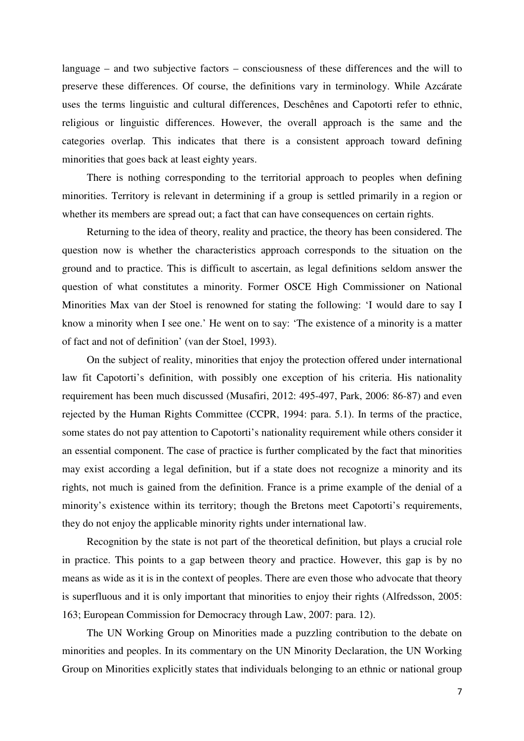language – and two subjective factors – consciousness of these differences and the will to preserve these differences. Of course, the definitions vary in terminology. While Azcárate uses the terms linguistic and cultural differences, Deschênes and Capotorti refer to ethnic, religious or linguistic differences. However, the overall approach is the same and the categories overlap. This indicates that there is a consistent approach toward defining minorities that goes back at least eighty years.

There is nothing corresponding to the territorial approach to peoples when defining minorities. Territory is relevant in determining if a group is settled primarily in a region or whether its members are spread out; a fact that can have consequences on certain rights.

Returning to the idea of theory, reality and practice, the theory has been considered. The question now is whether the characteristics approach corresponds to the situation on the ground and to practice. This is difficult to ascertain, as legal definitions seldom answer the question of what constitutes a minority. Former OSCE High Commissioner on National Minorities Max van der Stoel is renowned for stating the following: 'I would dare to say I know a minority when I see one.' He went on to say: 'The existence of a minority is a matter of fact and not of definition' (van der Stoel, 1993).

On the subject of reality, minorities that enjoy the protection offered under international law fit Capotorti's definition, with possibly one exception of his criteria. His nationality requirement has been much discussed (Musafiri, 2012: 495-497, Park, 2006: 86-87) and even rejected by the Human Rights Committee (CCPR, 1994: para. 5.1). In terms of the practice, some states do not pay attention to Capotorti's nationality requirement while others consider it an essential component. The case of practice is further complicated by the fact that minorities may exist according a legal definition, but if a state does not recognize a minority and its rights, not much is gained from the definition. France is a prime example of the denial of a minority's existence within its territory; though the Bretons meet Capotorti's requirements, they do not enjoy the applicable minority rights under international law.

Recognition by the state is not part of the theoretical definition, but plays a crucial role in practice. This points to a gap between theory and practice. However, this gap is by no means as wide as it is in the context of peoples. There are even those who advocate that theory is superfluous and it is only important that minorities to enjoy their rights (Alfredsson, 2005: 163; European Commission for Democracy through Law, 2007: para. 12).

The UN Working Group on Minorities made a puzzling contribution to the debate on minorities and peoples. In its commentary on the UN Minority Declaration, the UN Working Group on Minorities explicitly states that individuals belonging to an ethnic or national group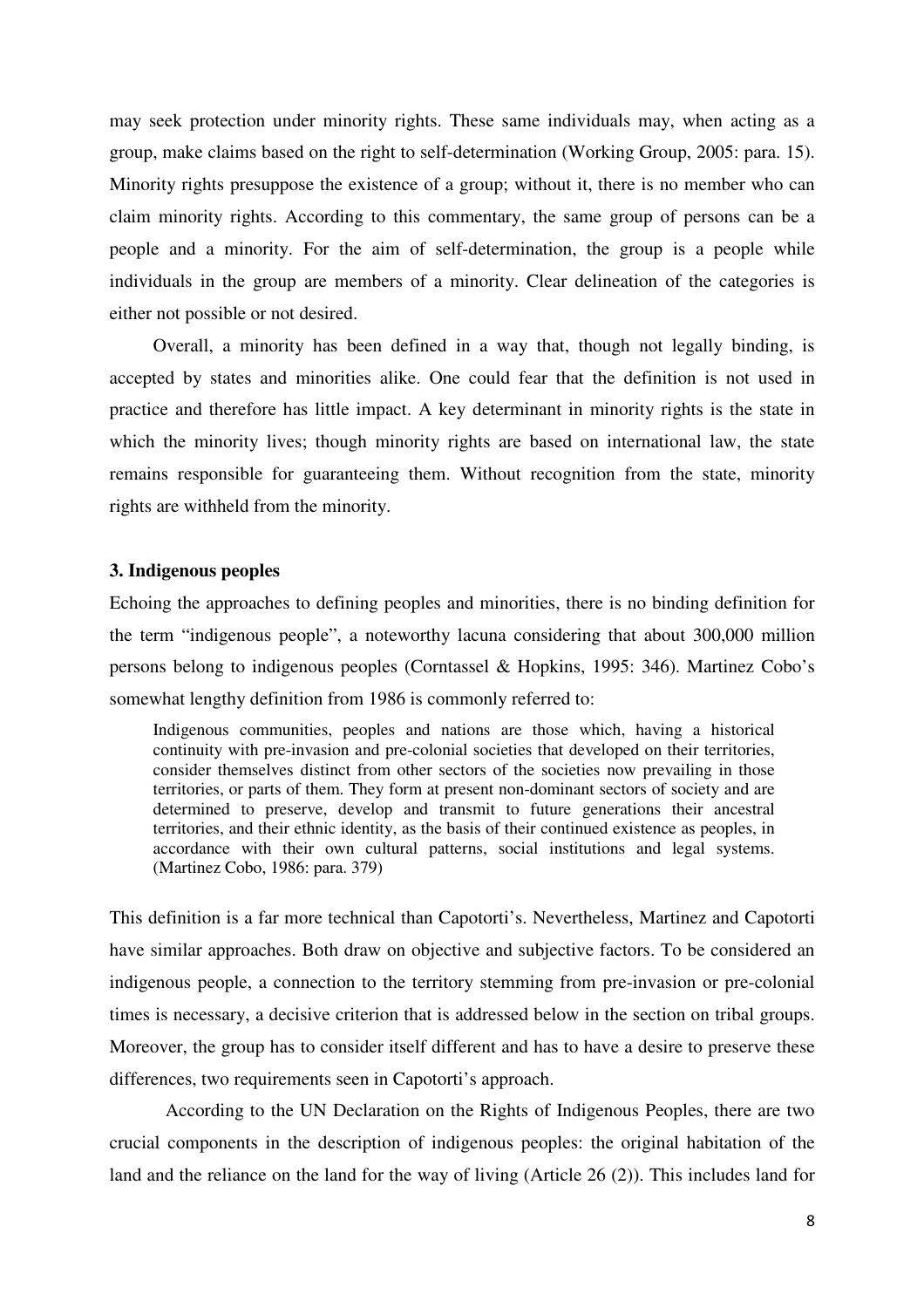may seek protection under minority rights. These same individuals may, when acting as a group, make claims based on the right to self-determination (Working Group, 2005: para. 15). Minority rights presuppose the existence of a group; without it, there is no member who can claim minority rights. According to this commentary, the same group of persons can be a people and a minority. For the aim of self-determination, the group is a people while individuals in the group are members of a minority. Clear delineation of the categories is either not possible or not desired.

Overall, a minority has been defined in a way that, though not legally binding, is accepted by states and minorities alike. One could fear that the definition is not used in practice and therefore has little impact. A key determinant in minority rights is the state in which the minority lives; though minority rights are based on international law, the state remains responsible for guaranteeing them. Without recognition from the state, minority rights are withheld from the minority.

### 3. Indigenous peoples

Echoing the approaches to defining peoples and minorities, there is no binding definition for the term "indigenous people", a noteworthy lacuna considering that about 300,000 million persons belong to indigenous peoples (Corntassel & Hopkins, 1995: 346). Martinez Cobo's somewhat lengthy definition from 1986 is commonly referred to:

> Indigenous communities, peoples and nations are those which, having a historical continuity with pre-invasion and pre-colonial societies that developed on their territories, consider themselves distinct from other sectors of the societies now prevailing in those territories, or parts of them. They form at present non-dominant sectors of society and are determined to preserve, develop and transmit to future generations their ancestral territories, and their ethnic identity, as the basis of their continued existence as peoples, in accordance with their own cultural patterns, social institutions and legal systems. (Martinez Cobo, 1986: para. 379)

This definition is a far more technical than Capotorti's. Nevertheless, Martinez and Capotorti have similar approaches. Both draw on objective and subjective factors. To be considered an indigenous people, a connection to the territory stemming from pre-invasion or pre-colonial times is necessary, a decisive criterion that is addressed below in the section on tribal groups. Moreover, the group has to consider itself different and has to have a desire to preserve these differences, two requirements seen in Capotorti's approach.

According to the UN Declaration on the Rights of Indigenous Peoples, there are two crucial components in the description of indigenous peoples: the original habitation of the land and the reliance on the land for the way of living (Article 26 (2)). This includes land for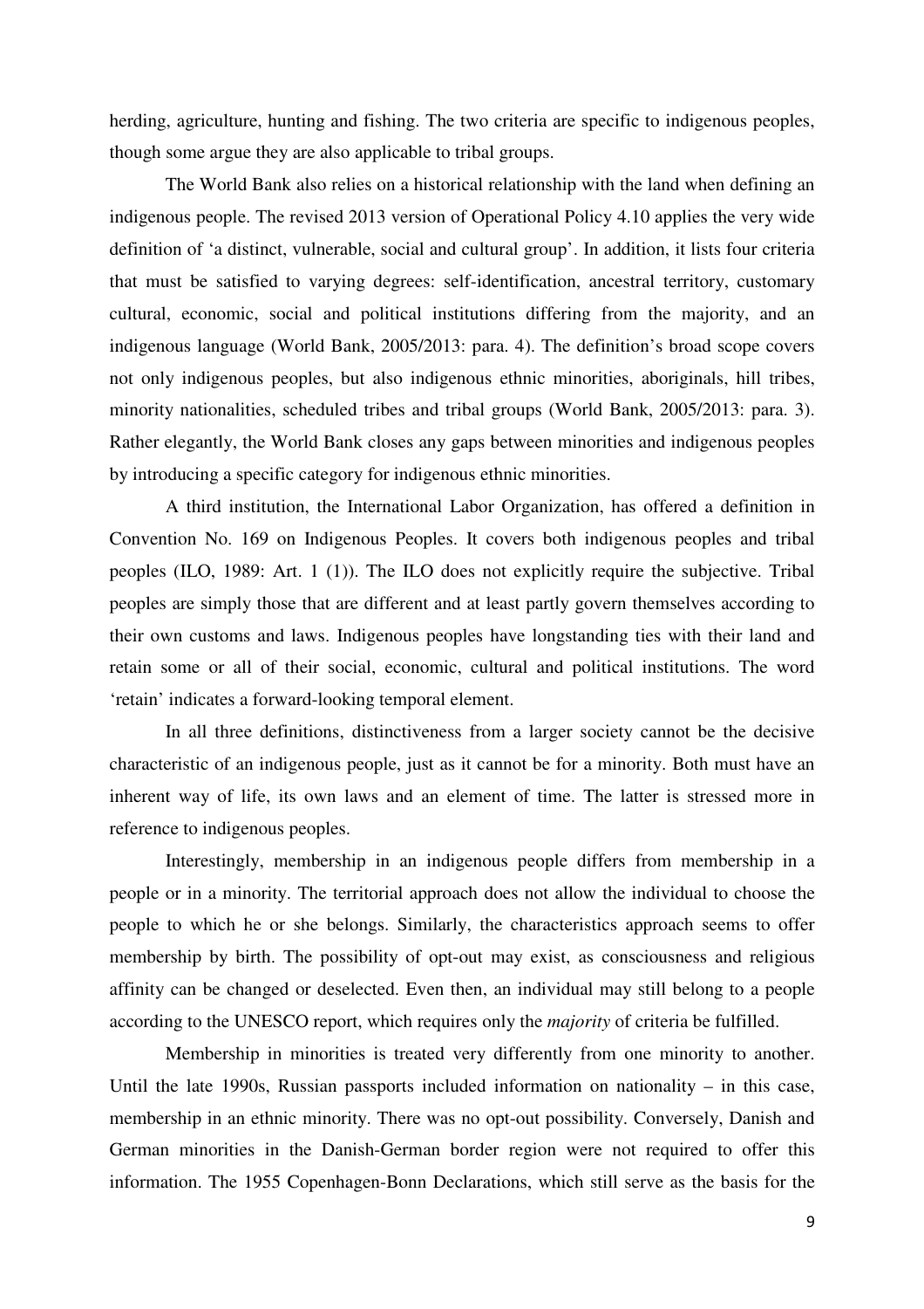herding, agriculture, hunting and fishing. The two criteria are specific to indigenous peoples, though some argue they are also applicable to tribal groups.

The World Bank also relies on a historical relationship with the land when defining an indigenous people. The revised 2013 version of Operational Policy 4.10 applies the very wide definition of 'a distinct, vulnerable, social and cultural group'. In addition, it lists four criteria that must be satisfied to varying degrees: self-identification, ancestral territory, customary cultural, economic, social and political institutions differing from the majority, and an indigenous language (World Bank, 2005/2013: para. 4). The definition's broad scope covers not only indigenous peoples, but also indigenous ethnic minorities, aboriginals, hill tribes, minority nationalities, scheduled tribes and tribal groups (World Bank, 2005/2013: para. 3). Rather elegantly, the World Bank closes any gaps between minorities and indigenous peoples by introducing a specific category for indigenous ethnic minorities.

A third institution, the International Labor Organization, has offered a definition in Convention No. 169 on Indigenous Peoples. It covers both indigenous peoples and tribal peoples (ILO, 1989: Art. 1 (1)). The ILO does not explicitly require the subjective. Tribal peoples are simply those that are different and at least partly govern themselves according to their own customs and laws. Indigenous peoples have longstanding ties with their land and retain some or all of their social, economic, cultural and political institutions. The word 'retain' indicates a forward-looking temporal element.

In all three definitions, distinctiveness from a larger society cannot be the decisive characteristic of an indigenous people, just as it cannot be for a minority. Both must have an inherent way of life, its own laws and an element of time. The latter is stressed more in reference to indigenous peoples.

Interestingly, membership in an indigenous people differs from membership in a people or in a minority. The territorial approach does not allow the individual to choose the people to which he or she belongs. Similarly, the characteristics approach seems to offer membership by birth. The possibility of opt-out may exist, as consciousness and religious affinity can be changed or deselected. Even then, an individual may still belong to a people according to the UNESCO report, which requires only the *majority* of criteria be fulfilled.

Membership in minorities is treated very differently from one minority to another. Until the late 1990s, Russian passports included information on nationality – in this case, membership in an ethnic minority. There was no opt-out possibility. Conversely, Danish and German minorities in the Danish-German border region were not required to offer this information. The 1955 Copenhagen-Bonn Declarations, which still serve as the basis for the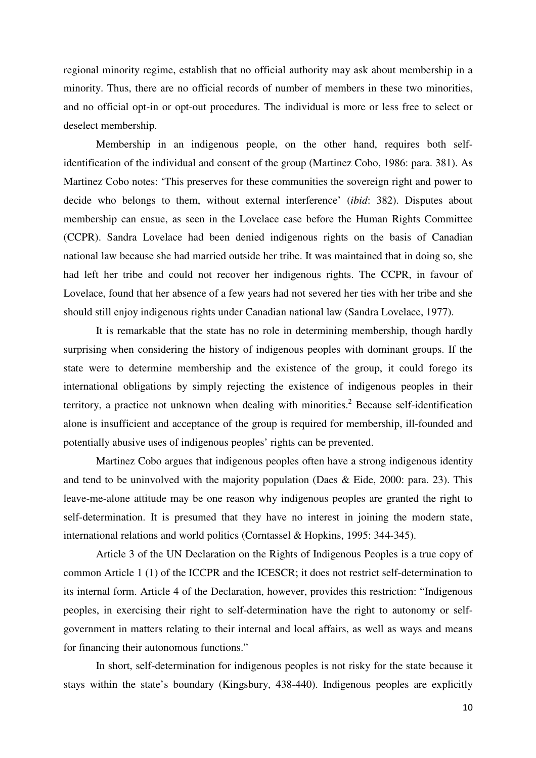regional minority regime, establish that no official authority may ask about membership in a minority. Thus, there are no official records of number of members in these two minorities, and no official opt-in or opt-out procedures. The individual is more or less free to select or deselect membership.

Membership in an indigenous people, on the other hand, requires both self-identification of the individual and consent of the group (Martinez Cobo, 1986: para. 381). As Martinez Cobo notes: 'This preserves for these communities the sovereign right and power to decide who belongs to them, without external interference' (*ibid*: 382). Disputes about membership can ensue, as seen in the Lovelace case before the Human Rights Committee (CCPR). Sandra Lovelace had been denied indigenous rights on the basis of Canadian national law because she had married outside her tribe. It was maintained that in doing so, she had left her tribe and could not recover her indigenous rights. The CCPR, in favour of Lovelace, found that her absence of a few years had not severed her ties with her tribe and she should still enjoy indigenous rights under Canadian national law (Sandra Lovelace, 1977).

It is remarkable that the state has no role in determining membership, though hardly surprising when considering the history of indigenous peoples with dominant groups. If the state were to determine membership and the existence of the group, it could forego its international obligations by simply rejecting the existence of indigenous peoples in their territory, a practice not unknown when dealing with minorities.[2] Because self-identification alone is insufficient and acceptance of the group is required for membership, ill-founded and potentially abusive uses of indigenous peoples' rights can be prevented.

Martinez Cobo argues that indigenous peoples often have a strong indigenous identity and tend to be uninvolved with the majority population (Daes & Eide, 2000: para. 23). This leave-me-alone attitude may be one reason why indigenous peoples are granted the right to self-determination. It is presumed that they have no interest in joining the modern state, international relations and world politics (Corntassel & Hopkins, 1995: 344-345).

Article 3 of the UN Declaration on the Rights of Indigenous Peoples is a true copy of common Article 1 (1) of the ICCPR and the ICESCR; it does not restrict self-determination to its internal form. Article 4 of the Declaration, however, provides this restriction: "Indigenous peoples, in exercising their right to self-determination have the right to autonomy or self-government in matters relating to their internal and local affairs, as well as ways and means for financing their autonomous functions."

In short, self-determination for indigenous peoples is not risky for the state because it stays within the state's boundary (Kingsbury, 438-440). Indigenous peoples are explicitly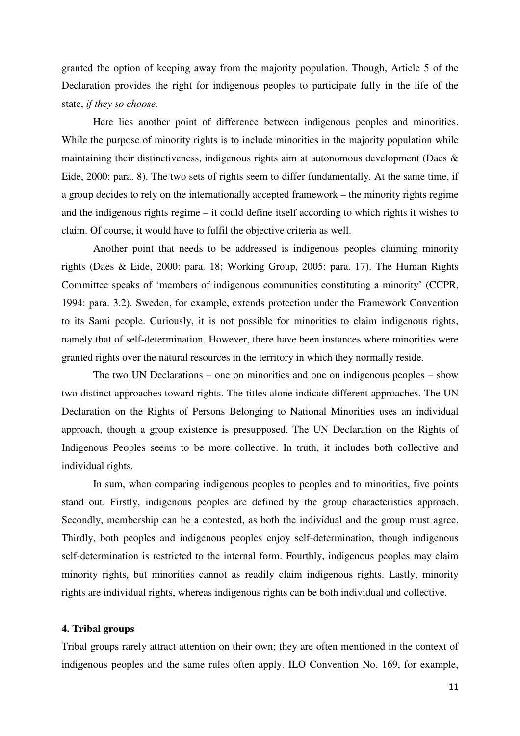granted the option of keeping away from the majority population. Though, Article 5 of the Declaration provides the right for indigenous peoples to participate fully in the life of the state, *if they so choose.*

Here lies another point of difference between indigenous peoples and minorities. While the purpose of minority rights is to include minorities in the majority population while maintaining their distinctiveness, indigenous rights aim at autonomous development (Daes & Eide, 2000: para. 8). The two sets of rights seem to differ fundamentally. At the same time, if a group decides to rely on the internationally accepted framework – the minority rights regime and the indigenous rights regime – it could define itself according to which rights it wishes to claim. Of course, it would have to fulfil the objective criteria as well.

Another point that needs to be addressed is indigenous peoples claiming minority rights (Daes & Eide, 2000: para. 18; Working Group, 2005: para. 17). The Human Rights Committee speaks of 'members of indigenous communities constituting a minority' (CCPR, 1994: para. 3.2). Sweden, for example, extends protection under the Framework Convention to its Sami people. Curiously, it is not possible for minorities to claim indigenous rights, namely that of self-determination. However, there have been instances where minorities were granted rights over the natural resources in the territory in which they normally reside.

The two UN Declarations – one on minorities and one on indigenous peoples – show two distinct approaches toward rights. The titles alone indicate different approaches. The UN Declaration on the Rights of Persons Belonging to National Minorities uses an individual approach, though a group existence is presupposed. The UN Declaration on the Rights of Indigenous Peoples seems to be more collective. In truth, it includes both collective and individual rights.

In sum, when comparing indigenous peoples to peoples and to minorities, five points stand out. Firstly, indigenous peoples are defined by the group characteristics approach. Secondly, membership can be a contested, as both the individual and the group must agree. Thirdly, both peoples and indigenous peoples enjoy self-determination, though indigenous self-determination is restricted to the internal form. Fourthly, indigenous peoples may claim minority rights, but minorities cannot as readily claim indigenous rights. Lastly, minority rights are individual rights, whereas indigenous rights can be both individual and collective.

## 4. Tribal groups

Tribal groups rarely attract attention on their own; they are often mentioned in the context of indigenous peoples and the same rules often apply. ILO Convention No. 169, for example,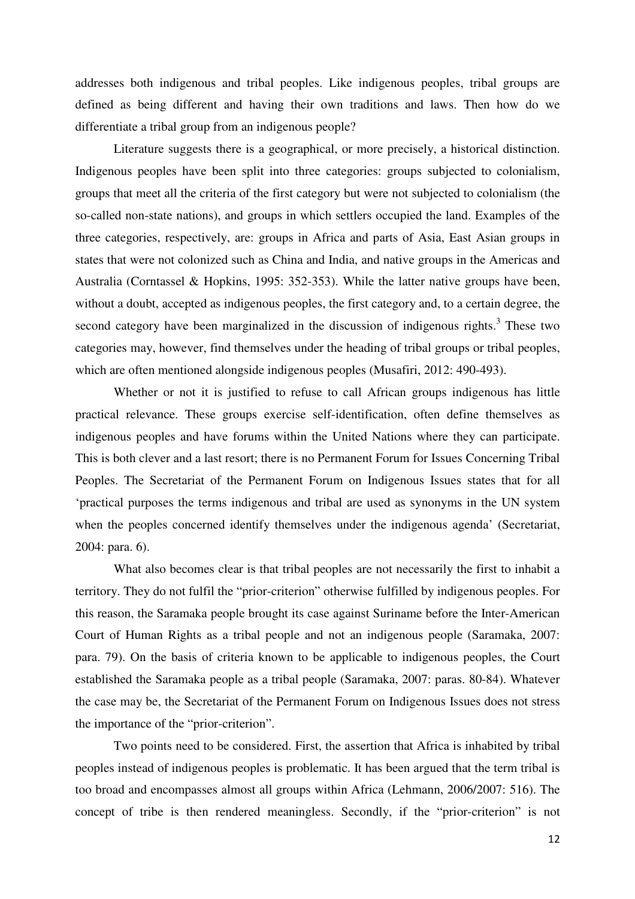addresses both indigenous and tribal peoples. Like indigenous peoples, tribal groups are defined as being different and having their own traditions and laws. Then how do we differentiate a tribal group from an indigenous people?

Literature suggests there is a geographical, or more precisely, a historical distinction. Indigenous peoples have been split into three categories: groups subjected to colonialism, groups that meet all the criteria of the first category but were not subjected to colonialism (the so-called non-state nations), and groups in which settlers occupied the land. Examples of the three categories, respectively, are: groups in Africa and parts of Asia, East Asian groups in states that were not colonized such as China and India, and native groups in the Americas and Australia (Corntassel & Hopkins, 1995: 352-353). While the latter native groups have been, without a doubt, accepted as indigenous peoples, the first category and, to a certain degree, the second category have been marginalized in the discussion of indigenous rights.[3] These two categories may, however, find themselves under the heading of tribal groups or tribal peoples, which are often mentioned alongside indigenous peoples (Musafiri, 2012: 490-493).

Whether or not it is justified to refuse to call African groups indigenous has little practical relevance. These groups exercise self-identification, often define themselves as indigenous peoples and have forums within the United Nations where they can participate. This is both clever and a last resort; there is no Permanent Forum for Issues Concerning Tribal Peoples. The Secretariat of the Permanent Forum on Indigenous Issues states that for all 'practical purposes the terms indigenous and tribal are used as synonyms in the UN system when the peoples concerned identify themselves under the indigenous agenda' (Secretariat, 2004: para. 6).

What also becomes clear is that tribal peoples are not necessarily the first to inhabit a territory. They do not fulfil the "prior-criterion" otherwise fulfilled by indigenous peoples. For this reason, the Saramaka people brought its case against Suriname before the Inter-American Court of Human Rights as a tribal people and not an indigenous people (Saramaka, 2007: para. 79). On the basis of criteria known to be applicable to indigenous peoples, the Court established the Saramaka people as a tribal people (Saramaka, 2007: paras. 80-84). Whatever the case may be, the Secretariat of the Permanent Forum on Indigenous Issues does not stress the importance of the "prior-criterion".

Two points need to be considered. First, the assertion that Africa is inhabited by tribal peoples instead of indigenous peoples is problematic. It has been argued that the term tribal is too broad and encompasses almost all groups within Africa (Lehmann, 2006/2007: 516). The concept of tribe is then rendered meaningless. Secondly, if the "prior-criterion" is not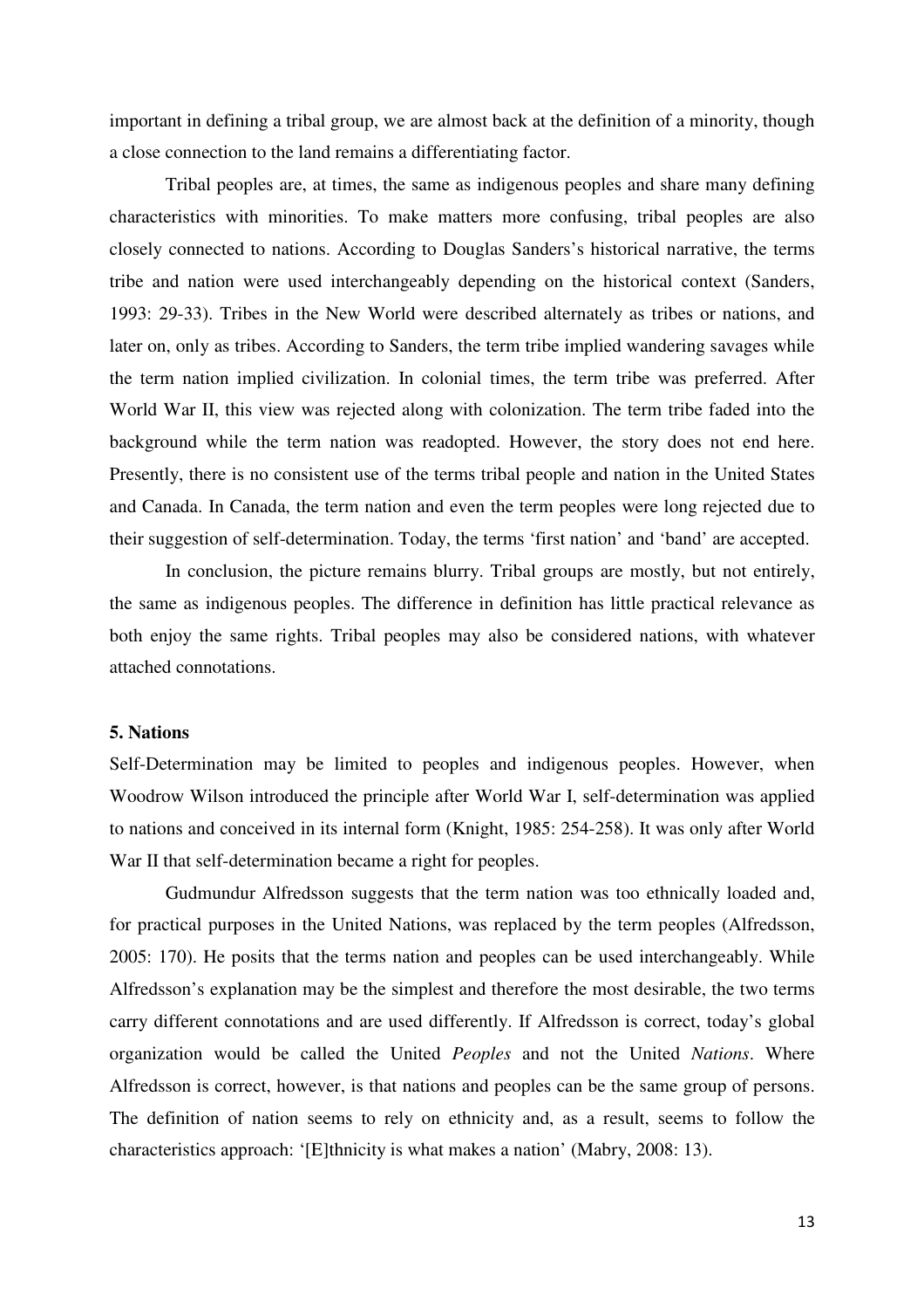important in defining a tribal group, we are almost back at the definition of a minority, though a close connection to the land remains a differentiating factor.

Tribal peoples are, at times, the same as indigenous peoples and share many defining characteristics with minorities. To make matters more confusing, tribal peoples are also closely connected to nations. According to Douglas Sanders's historical narrative, the terms tribe and nation were used interchangeably depending on the historical context (Sanders, 1993: 29-33). Tribes in the New World were described alternately as tribes or nations, and later on, only as tribes. According to Sanders, the term tribe implied wandering savages while the term nation implied civilization. In colonial times, the term tribe was preferred. After World War II, this view was rejected along with colonization. The term tribe faded into the background while the term nation was readopted. However, the story does not end here. Presently, there is no consistent use of the terms tribal people and nation in the United States and Canada. In Canada, the term nation and even the term peoples were long rejected due to their suggestion of self-determination. Today, the terms 'first nation' and 'band' are accepted.

In conclusion, the picture remains blurry. Tribal groups are mostly, but not entirely, the same as indigenous peoples. The difference in definition has little practical relevance as both enjoy the same rights. Tribal peoples may also be considered nations, with whatever attached connotations.

## 5. Nations

Self-Determination may be limited to peoples and indigenous peoples. However, when Woodrow Wilson introduced the principle after World War I, self-determination was applied to nations and conceived in its internal form (Knight, 1985: 254-258). It was only after World War II that self-determination became a right for peoples.

Gudmundur Alfredsson suggests that the term nation was too ethnically loaded and, for practical purposes in the United Nations, was replaced by the term peoples (Alfredsson, 2005: 170). He posits that the terms nation and peoples can be used interchangeably. While Alfredsson's explanation may be the simplest and therefore the most desirable, the two terms carry different connotations and are used differently. If Alfredsson is correct, today's global organization would be called the United *Peoples* and not the United *Nations*. Where Alfredsson is correct, however, is that nations and peoples can be the same group of persons. The definition of nation seems to rely on ethnicity and, as a result, seems to follow the characteristics approach: '[E]thnicity is what makes a nation' (Mabry, 2008: 13).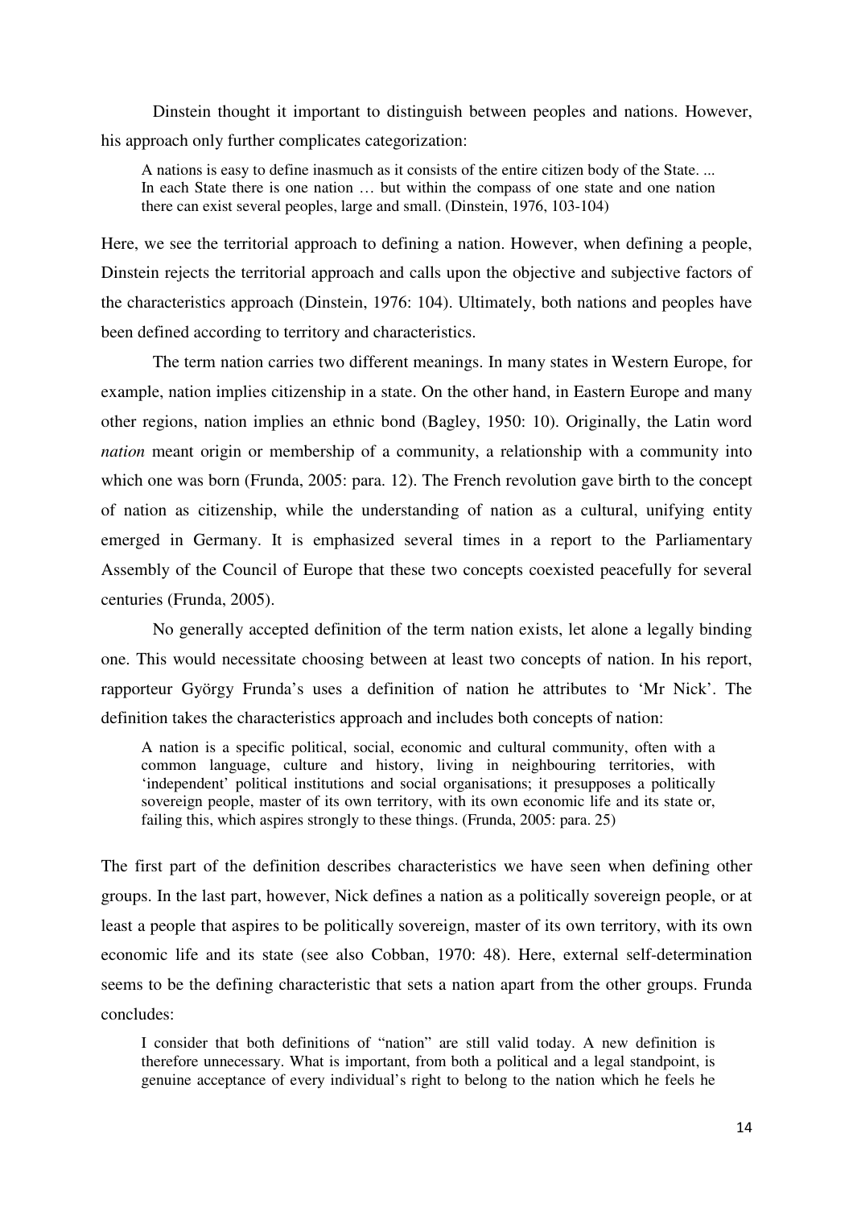Dinstein thought it important to distinguish between peoples and nations. However, his approach only further complicates categorization:

> A nations is easy to define inasmuch as it consists of the entire citizen body of the State. ... In each State there is one nation … but within the compass of one state and one nation there can exist several peoples, large and small. (Dinstein, 1976, 103-104)

Here, we see the territorial approach to defining a nation. However, when defining a people, Dinstein rejects the territorial approach and calls upon the objective and subjective factors of the characteristics approach (Dinstein, 1976: 104). Ultimately, both nations and peoples have been defined according to territory and characteristics.

The term nation carries two different meanings. In many states in Western Europe, for example, nation implies citizenship in a state. On the other hand, in Eastern Europe and many other regions, nation implies an ethnic bond (Bagley, 1950: 10). Originally, the Latin word *nation* meant origin or membership of a community, a relationship with a community into which one was born (Frunda, 2005: para. 12). The French revolution gave birth to the concept of nation as citizenship, while the understanding of nation as a cultural, unifying entity emerged in Germany. It is emphasized several times in a report to the Parliamentary Assembly of the Council of Europe that these two concepts coexisted peacefully for several centuries (Frunda, 2005).

No generally accepted definition of the term nation exists, let alone a legally binding one. This would necessitate choosing between at least two concepts of nation. In his report, rapporteur György Frunda's uses a definition of nation he attributes to 'Mr Nick'. The definition takes the characteristics approach and includes both concepts of nation:

> A nation is a specific political, social, economic and cultural community, often with a common language, culture and history, living in neighbouring territories, with 'independent' political institutions and social organisations; it presupposes a politically sovereign people, master of its own territory, with its own economic life and its state or, failing this, which aspires strongly to these things. (Frunda, 2005: para. 25)

The first part of the definition describes characteristics we have seen when defining other groups. In the last part, however, Nick defines a nation as a politically sovereign people, or at least a people that aspires to be politically sovereign, master of its own territory, with its own economic life and its state (see also Cobban, 1970: 48). Here, external self-determination seems to be the defining characteristic that sets a nation apart from the other groups. Frunda concludes:

> I consider that both definitions of "nation" are still valid today. A new definition is therefore unnecessary. What is important, from both a political and a legal standpoint, is genuine acceptance of every individual's right to belong to the nation which he feels he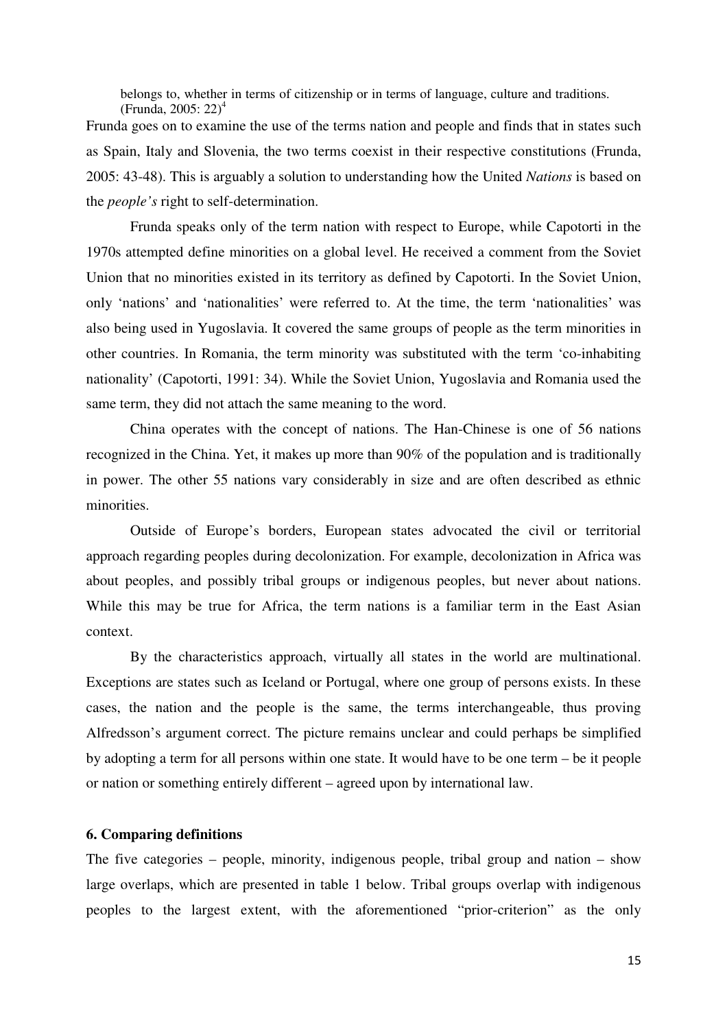belongs to, whether in terms of citizenship or in terms of language, culture and traditions. (Frunda, 2005: 22)[4]

Frunda goes on to examine the use of the terms nation and people and finds that in states such as Spain, Italy and Slovenia, the two terms coexist in their respective constitutions (Frunda, 2005: 43-48). This is arguably a solution to understanding how the United *Nations* is based on the *people's* right to self-determination.

Frunda speaks only of the term nation with respect to Europe, while Capotorti in the 1970s attempted define minorities on a global level. He received a comment from the Soviet Union that no minorities existed in its territory as defined by Capotorti. In the Soviet Union, only 'nations' and 'nationalities' were referred to. At the time, the term 'nationalities' was also being used in Yugoslavia. It covered the same groups of people as the term minorities in other countries. In Romania, the term minority was substituted with the term 'co-inhabiting nationality' (Capotorti, 1991: 34). While the Soviet Union, Yugoslavia and Romania used the same term, they did not attach the same meaning to the word.

China operates with the concept of nations. The Han-Chinese is one of 56 nations recognized in the China. Yet, it makes up more than 90% of the population and is traditionally in power. The other 55 nations vary considerably in size and are often described as ethnic minorities.

Outside of Europe's borders, European states advocated the civil or territorial approach regarding peoples during decolonization. For example, decolonization in Africa was about peoples, and possibly tribal groups or indigenous peoples, but never about nations. While this may be true for Africa, the term nations is a familiar term in the East Asian context.

By the characteristics approach, virtually all states in the world are multinational. Exceptions are states such as Iceland or Portugal, where one group of persons exists. In these cases, the nation and the people is the same, the terms interchangeable, thus proving Alfredsson's argument correct. The picture remains unclear and could perhaps be simplified by adopting a term for all persons within one state. It would have to be one term – be it people or nation or something entirely different – agreed upon by international law.

### 6. Comparing definitions

The five categories – people, minority, indigenous people, tribal group and nation – show large overlaps, which are presented in table 1 below. Tribal groups overlap with indigenous peoples to the largest extent, with the aforementioned "prior-criterion" as the only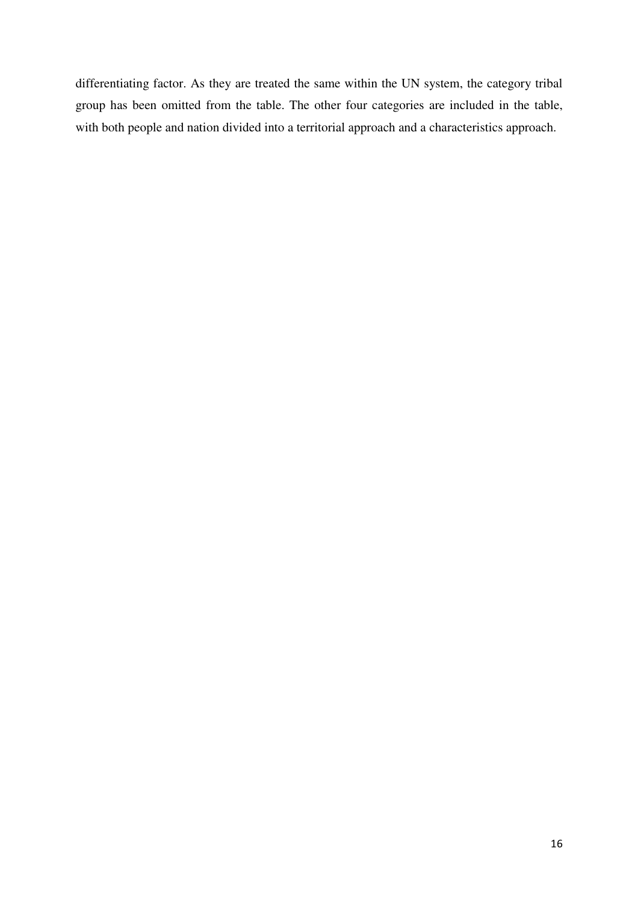differentiating factor. As they are treated the same within the UN system, the category tribal group has been omitted from the table. The other four categories are included in the table, with both people and nation divided into a territorial approach and a characteristics approach.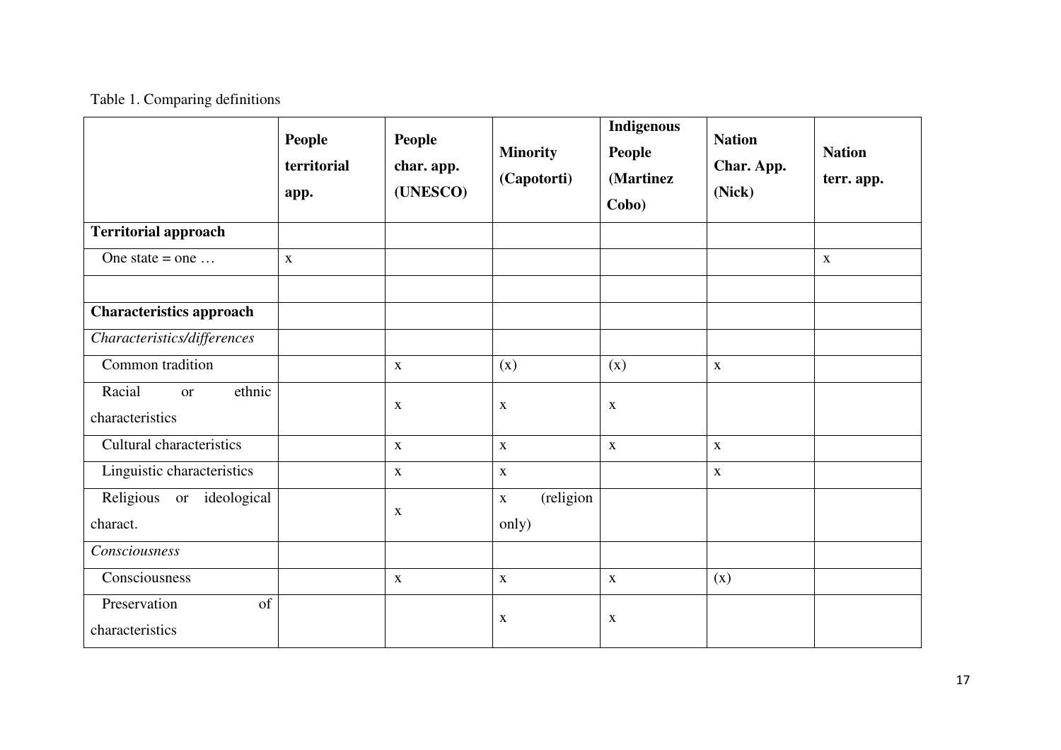Table 1. Comparing definitions

| | **People territorial app.** | **People char. app. (UNESCO)** | **Minority (Capotorti)** | **Indigenous People (Martinez Cobo)** | **Nation Char. App. (Nick)** | **Nation terr. app.** |
|---|---|---|---|---|---|---|
| **Territorial approach** | | | | | | |
| One state = one … | x | | | | | x |
| | | | | | | |
| **Characteristics approach** | | | | | | |
| *Characteristics/differences* | | | | | | |
| Common tradition | | x | (x) | (x) | x | |
| Racial or ethnic characteristics | | x | x | x | | |
| Cultural characteristics | | x | x | x | x | |
| Linguistic characteristics | | x | x | | x | |
| Religious or ideological charact. | | x | x (religion only) | | | |
| *Consciousness* | | | | | | |
| Consciousness | | x | x | x | (x) | |
| Preservation of characteristics | | | x | x | | |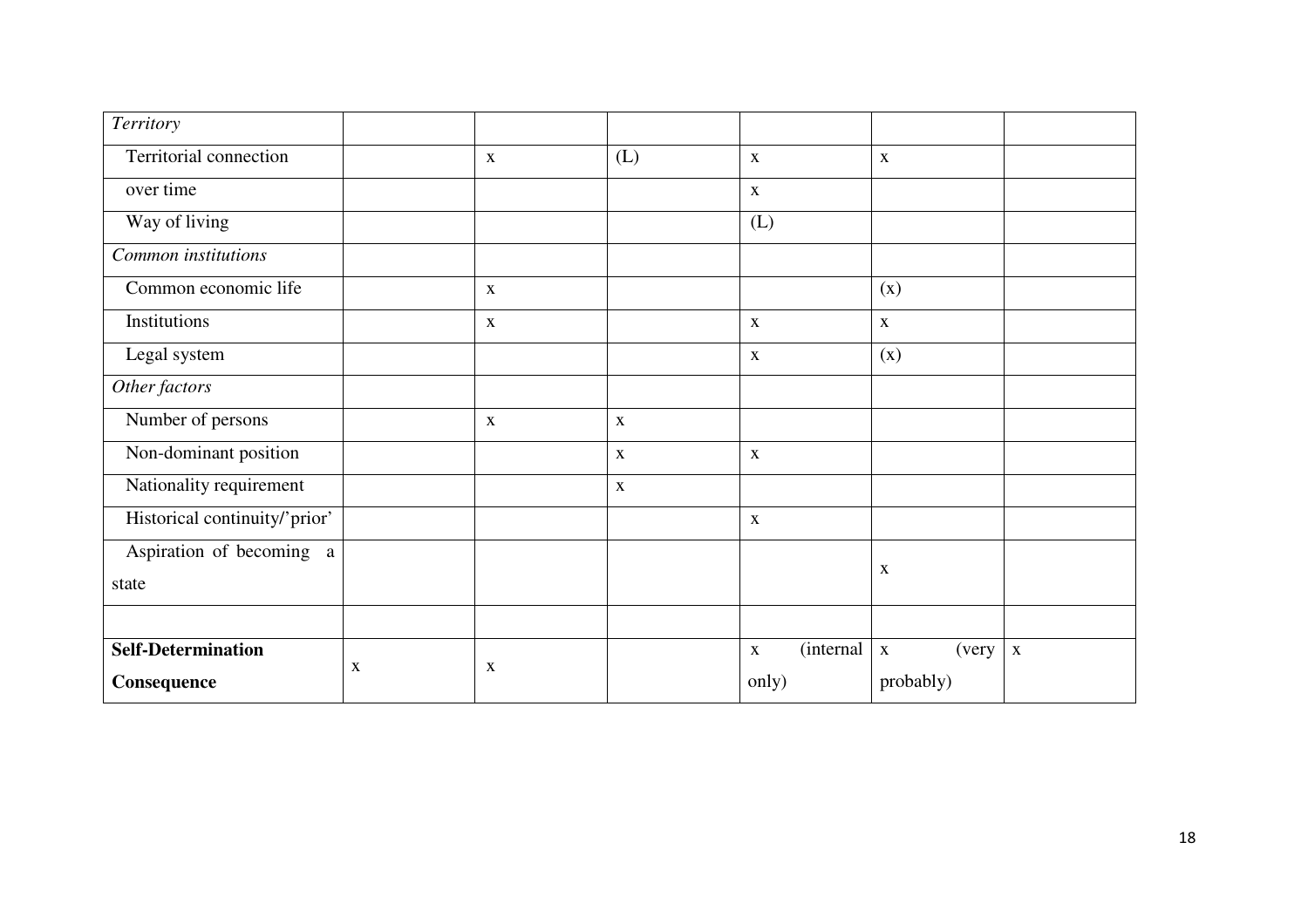| | | | | | | |
|---|---|---|---|---|---|---|
| *Territory* | | | | | | |
| Territorial connection | | x | (L) | x | x | |
| over time | | | | x | | |
| Way of living | | | | (L) | | |
| *Common institutions* | | | | | | |
| Common economic life | | x | | | (x) | |
| Institutions | | x | | x | x | |
| Legal system | | | | x | (x) | |
| *Other factors* | | | | | | |
| Number of persons | | x | x | | | |
| Non-dominant position | | | x | x | | |
| Nationality requirement | | | x | | | |
| Historical continuity/'prior' | | | | x | | |
| Aspiration of becoming a state | | | | | x | |
| | | | | | | |
| **Self-Determination Consequence** | x | x | | x (internal only) | x (very probably) | x |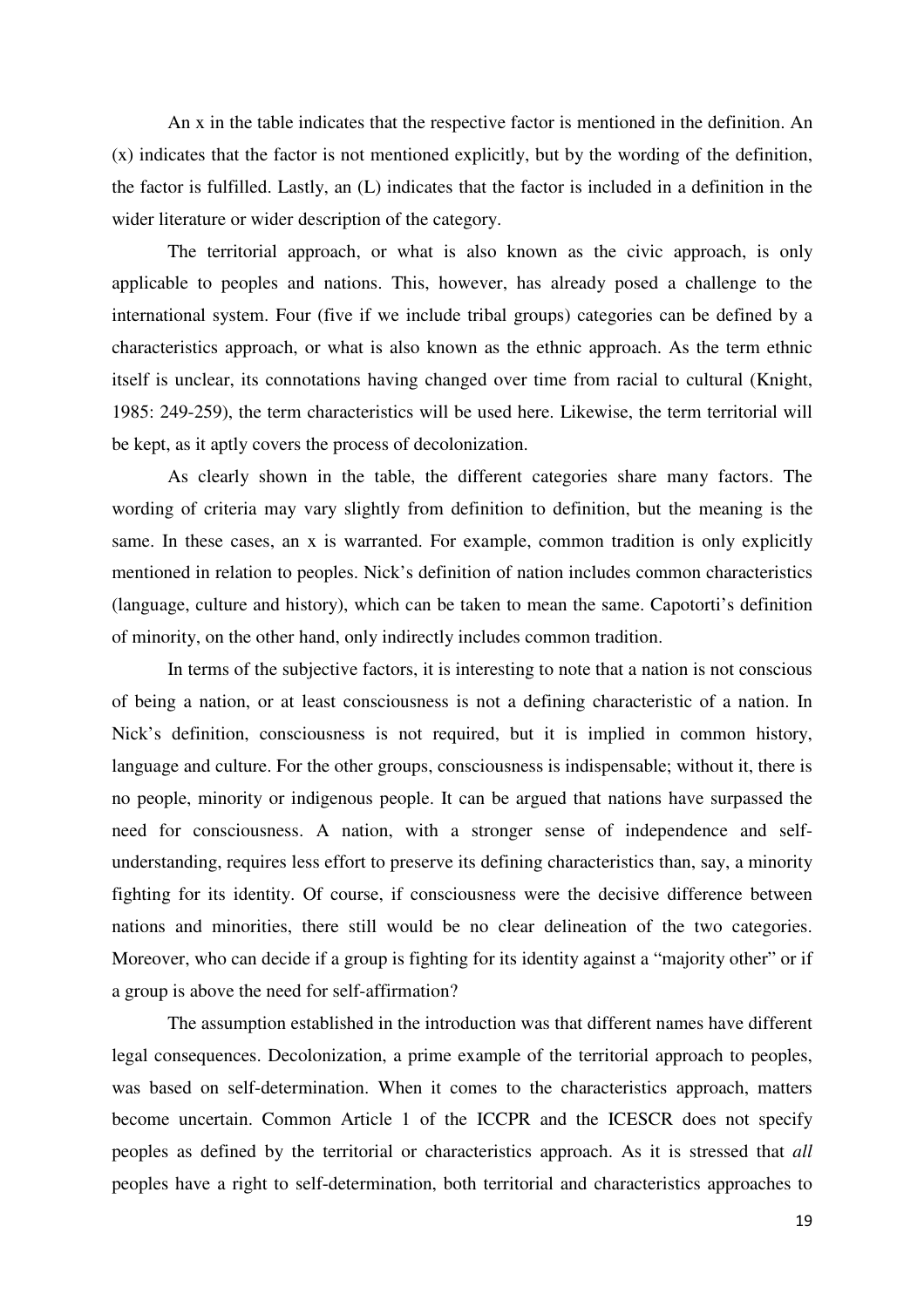An x in the table indicates that the respective factor is mentioned in the definition. An (x) indicates that the factor is not mentioned explicitly, but by the wording of the definition, the factor is fulfilled. Lastly, an (L) indicates that the factor is included in a definition in the wider literature or wider description of the category.

The territorial approach, or what is also known as the civic approach, is only applicable to peoples and nations. This, however, has already posed a challenge to the international system. Four (five if we include tribal groups) categories can be defined by a characteristics approach, or what is also known as the ethnic approach. As the term ethnic itself is unclear, its connotations having changed over time from racial to cultural (Knight, 1985: 249-259), the term characteristics will be used here. Likewise, the term territorial will be kept, as it aptly covers the process of decolonization.

As clearly shown in the table, the different categories share many factors. The wording of criteria may vary slightly from definition to definition, but the meaning is the same. In these cases, an x is warranted. For example, common tradition is only explicitly mentioned in relation to peoples. Nick's definition of nation includes common characteristics (language, culture and history), which can be taken to mean the same. Capotorti's definition of minority, on the other hand, only indirectly includes common tradition.

In terms of the subjective factors, it is interesting to note that a nation is not conscious of being a nation, or at least consciousness is not a defining characteristic of a nation. In Nick's definition, consciousness is not required, but it is implied in common history, language and culture. For the other groups, consciousness is indispensable; without it, there is no people, minority or indigenous people. It can be argued that nations have surpassed the need for consciousness. A nation, with a stronger sense of independence and self-understanding, requires less effort to preserve its defining characteristics than, say, a minority fighting for its identity. Of course, if consciousness were the decisive difference between nations and minorities, there still would be no clear delineation of the two categories. Moreover, who can decide if a group is fighting for its identity against a "majority other" or if a group is above the need for self-affirmation?

The assumption established in the introduction was that different names have different legal consequences. Decolonization, a prime example of the territorial approach to peoples, was based on self-determination. When it comes to the characteristics approach, matters become uncertain. Common Article 1 of the ICCPR and the ICESCR does not specify peoples as defined by the territorial or characteristics approach. As it is stressed that *all* peoples have a right to self-determination, both territorial and characteristics approaches to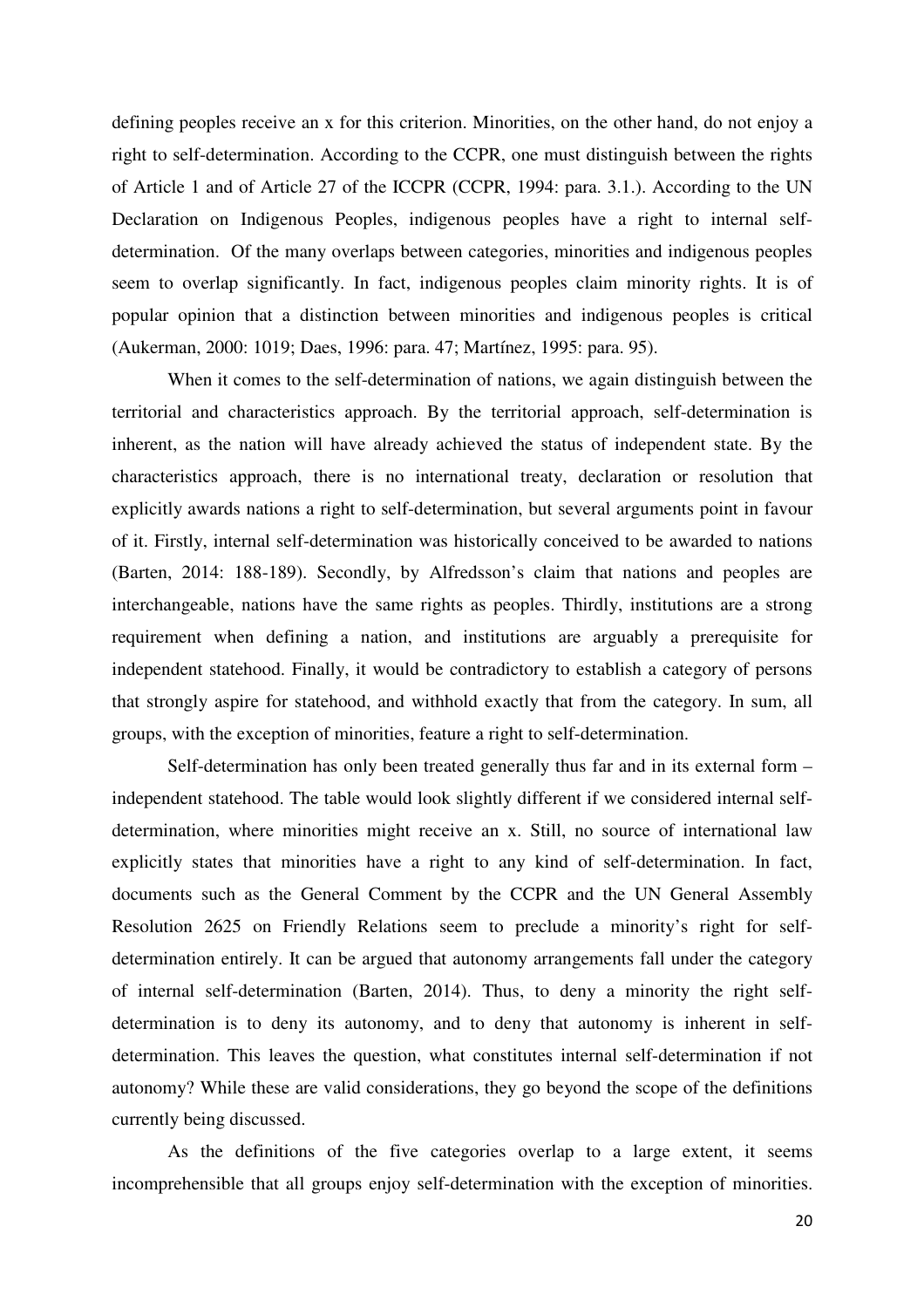defining peoples receive an x for this criterion. Minorities, on the other hand, do not enjoy a right to self-determination. According to the CCPR, one must distinguish between the rights of Article 1 and of Article 27 of the ICCPR (CCPR, 1994: para. 3.1.). According to the UN Declaration on Indigenous Peoples, indigenous peoples have a right to internal self-determination. Of the many overlaps between categories, minorities and indigenous peoples seem to overlap significantly. In fact, indigenous peoples claim minority rights. It is of popular opinion that a distinction between minorities and indigenous peoples is critical (Aukerman, 2000: 1019; Daes, 1996: para. 47; Martínez, 1995: para. 95).

When it comes to the self-determination of nations, we again distinguish between the territorial and characteristics approach. By the territorial approach, self-determination is inherent, as the nation will have already achieved the status of independent state. By the characteristics approach, there is no international treaty, declaration or resolution that explicitly awards nations a right to self-determination, but several arguments point in favour of it. Firstly, internal self-determination was historically conceived to be awarded to nations (Barten, 2014: 188-189). Secondly, by Alfredsson's claim that nations and peoples are interchangeable, nations have the same rights as peoples. Thirdly, institutions are a strong requirement when defining a nation, and institutions are arguably a prerequisite for independent statehood. Finally, it would be contradictory to establish a category of persons that strongly aspire for statehood, and withhold exactly that from the category. In sum, all groups, with the exception of minorities, feature a right to self-determination.

Self-determination has only been treated generally thus far and in its external form – independent statehood. The table would look slightly different if we considered internal self-determination, where minorities might receive an x. Still, no source of international law explicitly states that minorities have a right to any kind of self-determination. In fact, documents such as the General Comment by the CCPR and the UN General Assembly Resolution 2625 on Friendly Relations seem to preclude a minority's right for self-determination entirely. It can be argued that autonomy arrangements fall under the category of internal self-determination (Barten, 2014). Thus, to deny a minority the right self-determination is to deny its autonomy, and to deny that autonomy is inherent in self-determination. This leaves the question, what constitutes internal self-determination if not autonomy? While these are valid considerations, they go beyond the scope of the definitions currently being discussed.

As the definitions of the five categories overlap to a large extent, it seems incomprehensible that all groups enjoy self-determination with the exception of minorities.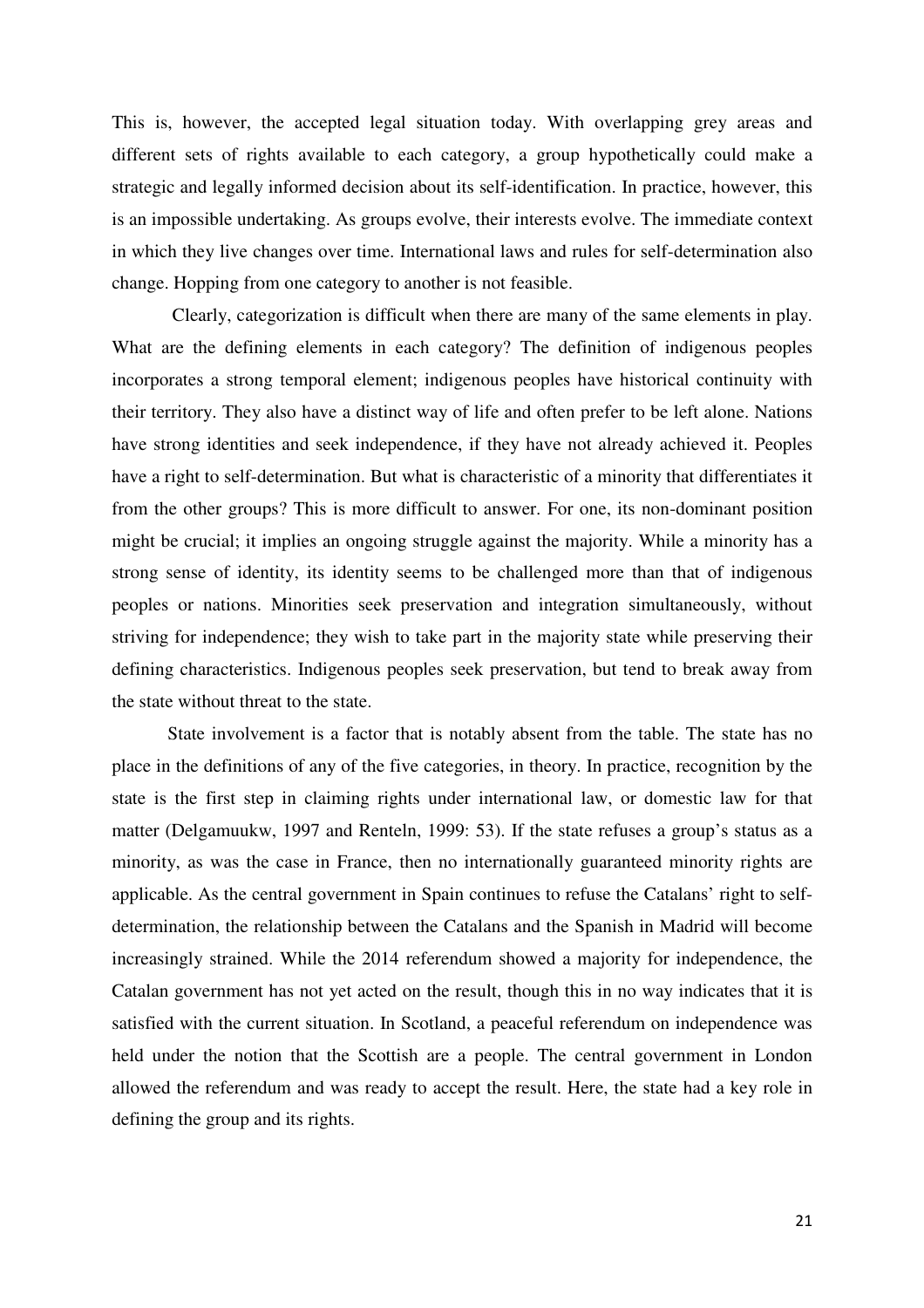This is, however, the accepted legal situation today. With overlapping grey areas and different sets of rights available to each category, a group hypothetically could make a strategic and legally informed decision about its self-identification. In practice, however, this is an impossible undertaking. As groups evolve, their interests evolve. The immediate context in which they live changes over time. International laws and rules for self-determination also change. Hopping from one category to another is not feasible.

Clearly, categorization is difficult when there are many of the same elements in play. What are the defining elements in each category? The definition of indigenous peoples incorporates a strong temporal element; indigenous peoples have historical continuity with their territory. They also have a distinct way of life and often prefer to be left alone. Nations have strong identities and seek independence, if they have not already achieved it. Peoples have a right to self-determination. But what is characteristic of a minority that differentiates it from the other groups? This is more difficult to answer. For one, its non-dominant position might be crucial; it implies an ongoing struggle against the majority. While a minority has a strong sense of identity, its identity seems to be challenged more than that of indigenous peoples or nations. Minorities seek preservation and integration simultaneously, without striving for independence; they wish to take part in the majority state while preserving their defining characteristics. Indigenous peoples seek preservation, but tend to break away from the state without threat to the state.

State involvement is a factor that is notably absent from the table. The state has no place in the definitions of any of the five categories, in theory. In practice, recognition by the state is the first step in claiming rights under international law, or domestic law for that matter (Delgamuukw, 1997 and Renteln, 1999: 53). If the state refuses a group's status as a minority, as was the case in France, then no internationally guaranteed minority rights are applicable. As the central government in Spain continues to refuse the Catalans' right to self-determination, the relationship between the Catalans and the Spanish in Madrid will become increasingly strained. While the 2014 referendum showed a majority for independence, the Catalan government has not yet acted on the result, though this in no way indicates that it is satisfied with the current situation. In Scotland, a peaceful referendum on independence was held under the notion that the Scottish are a people. The central government in London allowed the referendum and was ready to accept the result. Here, the state had a key role in defining the group and its rights.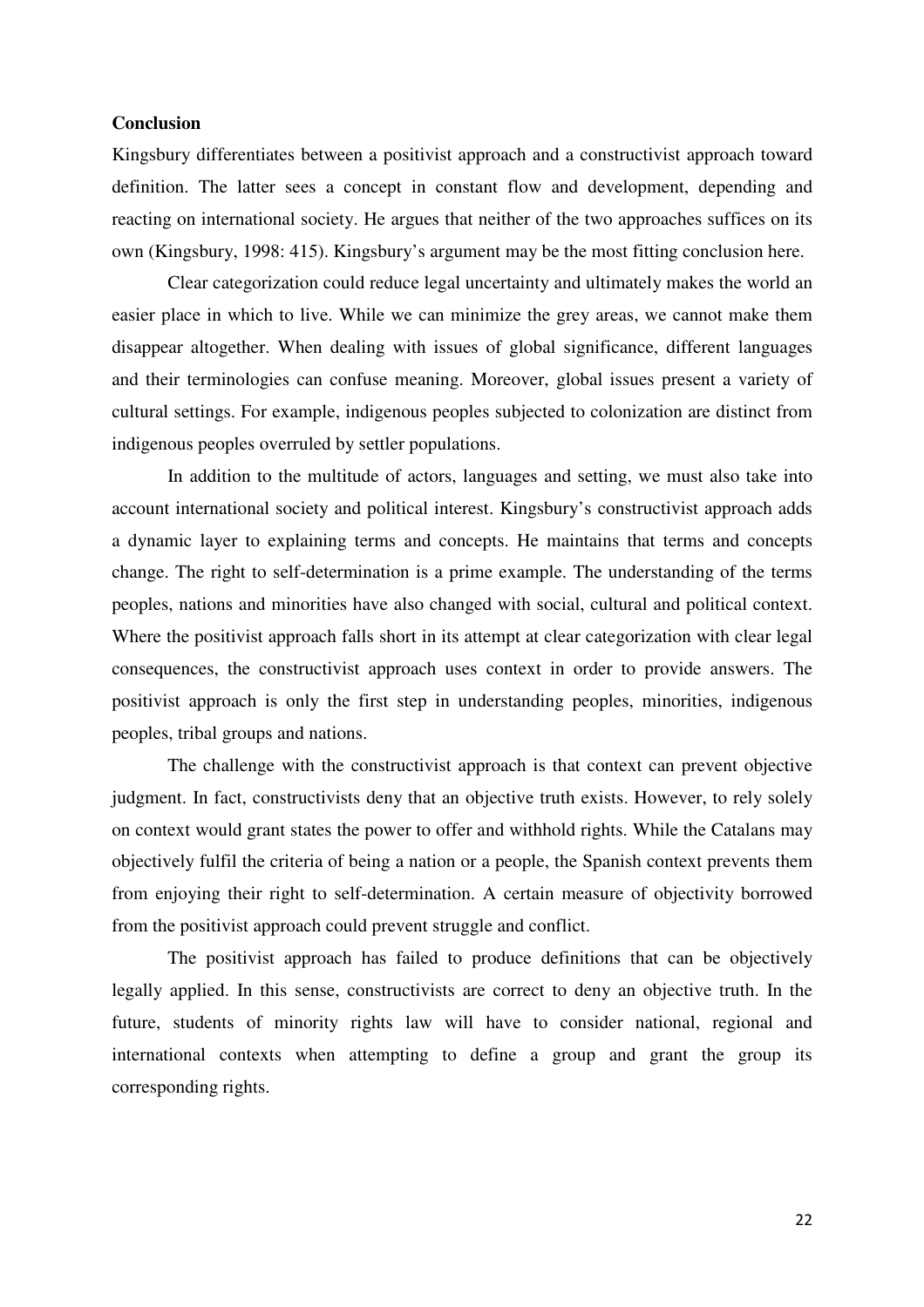## Conclusion

Kingsbury differentiates between a positivist approach and a constructivist approach toward definition. The latter sees a concept in constant flow and development, depending and reacting on international society. He argues that neither of the two approaches suffices on its own (Kingsbury, 1998: 415). Kingsbury's argument may be the most fitting conclusion here.

Clear categorization could reduce legal uncertainty and ultimately makes the world an easier place in which to live. While we can minimize the grey areas, we cannot make them disappear altogether. When dealing with issues of global significance, different languages and their terminologies can confuse meaning. Moreover, global issues present a variety of cultural settings. For example, indigenous peoples subjected to colonization are distinct from indigenous peoples overruled by settler populations.

In addition to the multitude of actors, languages and setting, we must also take into account international society and political interest. Kingsbury's constructivist approach adds a dynamic layer to explaining terms and concepts. He maintains that terms and concepts change. The right to self-determination is a prime example. The understanding of the terms peoples, nations and minorities have also changed with social, cultural and political context. Where the positivist approach falls short in its attempt at clear categorization with clear legal consequences, the constructivist approach uses context in order to provide answers. The positivist approach is only the first step in understanding peoples, minorities, indigenous peoples, tribal groups and nations.

The challenge with the constructivist approach is that context can prevent objective judgment. In fact, constructivists deny that an objective truth exists. However, to rely solely on context would grant states the power to offer and withhold rights. While the Catalans may objectively fulfil the criteria of being a nation or a people, the Spanish context prevents them from enjoying their right to self-determination. A certain measure of objectivity borrowed from the positivist approach could prevent struggle and conflict.

The positivist approach has failed to produce definitions that can be objectively legally applied. In this sense, constructivists are correct to deny an objective truth. In the future, students of minority rights law will have to consider national, regional and international contexts when attempting to define a group and grant the group its corresponding rights.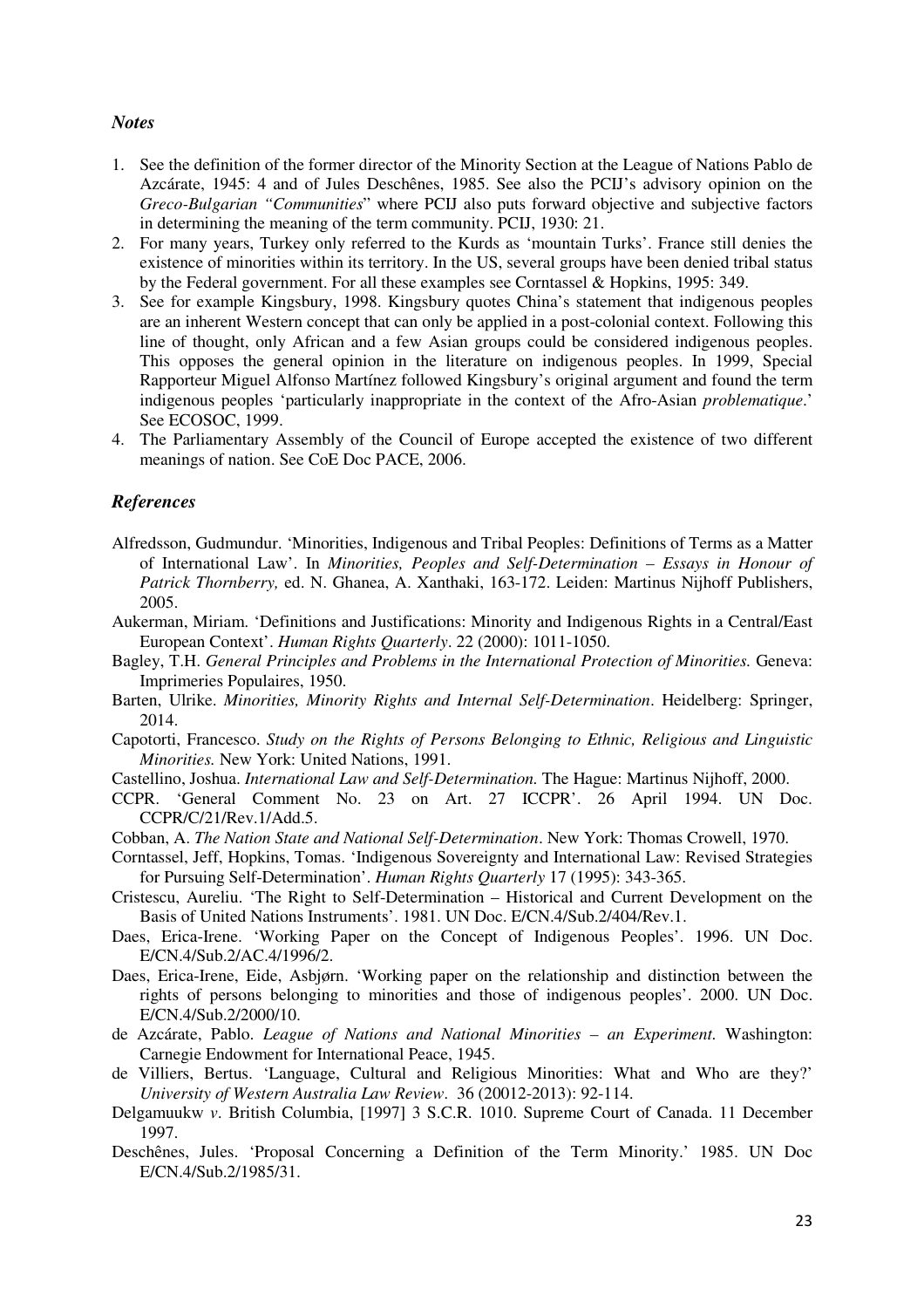### *Notes*

1. See the definition of the former director of the Minority Section at the League of Nations Pablo de Azcárate, 1945: 4 and of Jules Deschênes, 1985. See also the PCIJ's advisory opinion on the *Greco-Bulgarian "Communities*" where PCIJ also puts forward objective and subjective factors in determining the meaning of the term community. PCIJ, 1930: 21.
2. For many years, Turkey only referred to the Kurds as 'mountain Turks'. France still denies the existence of minorities within its territory. In the US, several groups have been denied tribal status by the Federal government. For all these examples see Corntassel & Hopkins, 1995: 349.
3. See for example Kingsbury, 1998. Kingsbury quotes China's statement that indigenous peoples are an inherent Western concept that can only be applied in a post-colonial context. Following this line of thought, only African and a few Asian groups could be considered indigenous peoples. This opposes the general opinion in the literature on indigenous peoples. In 1999, Special Rapporteur Miguel Alfonso Martínez followed Kingsbury's original argument and found the term indigenous peoples 'particularly inappropriate in the context of the Afro-Asian *problematique*.' See ECOSOC, 1999.
4. The Parliamentary Assembly of the Council of Europe accepted the existence of two different meanings of nation. See CoE Doc PACE, 2006.

### *References*

Alfredsson, Gudmundur. 'Minorities, Indigenous and Tribal Peoples: Definitions of Terms as a Matter of International Law'. In *Minorities, Peoples and Self-Determination – Essays in Honour of Patrick Thornberry,* ed. N. Ghanea, A. Xanthaki, 163-172. Leiden: Martinus Nijhoff Publishers, 2005.

Aukerman, Miriam. 'Definitions and Justifications: Minority and Indigenous Rights in a Central/East European Context'. *Human Rights Quarterly*. 22 (2000): 1011-1050.

Bagley, T.H. *General Principles and Problems in the International Protection of Minorities.* Geneva: Imprimeries Populaires, 1950.

Barten, Ulrike. *Minorities, Minority Rights and Internal Self-Determination*. Heidelberg: Springer, 2014.

Capotorti, Francesco. *Study on the Rights of Persons Belonging to Ethnic, Religious and Linguistic Minorities.* New York: United Nations, 1991.

Castellino, Joshua. *International Law and Self-Determination.* The Hague: Martinus Nijhoff, 2000.

CCPR. 'General Comment No. 23 on Art. 27 ICCPR'. 26 April 1994. UN Doc. CCPR/C/21/Rev.1/Add.5.

Cobban, A. *The Nation State and National Self-Determination*. New York: Thomas Crowell, 1970.

Corntassel, Jeff, Hopkins, Tomas. 'Indigenous Sovereignty and International Law: Revised Strategies for Pursuing Self-Determination'. *Human Rights Quarterly* 17 (1995): 343-365.

Cristescu, Aureliu. 'The Right to Self-Determination – Historical and Current Development on the Basis of United Nations Instruments'. 1981. UN Doc. E/CN.4/Sub.2/404/Rev.1.

Daes, Erica-Irene. 'Working Paper on the Concept of Indigenous Peoples'. 1996. UN Doc. E/CN.4/Sub.2/AC.4/1996/2.

Daes, Erica-Irene, Eide, Asbjørn. 'Working paper on the relationship and distinction between the rights of persons belonging to minorities and those of indigenous peoples'. 2000. UN Doc. E/CN.4/Sub.2/2000/10.

de Azcárate, Pablo. *League of Nations and National Minorities – an Experiment.* Washington: Carnegie Endowment for International Peace, 1945.

de Villiers, Bertus. 'Language, Cultural and Religious Minorities: What and Who are they?' *University of Western Australia Law Review*. 36 (20012-2013): 92-114.

Delgamuukw *v*. British Columbia, [1997] 3 S.C.R. 1010. Supreme Court of Canada. 11 December 1997.

Deschênes, Jules. 'Proposal Concerning a Definition of the Term Minority.' 1985. UN Doc E/CN.4/Sub.2/1985/31.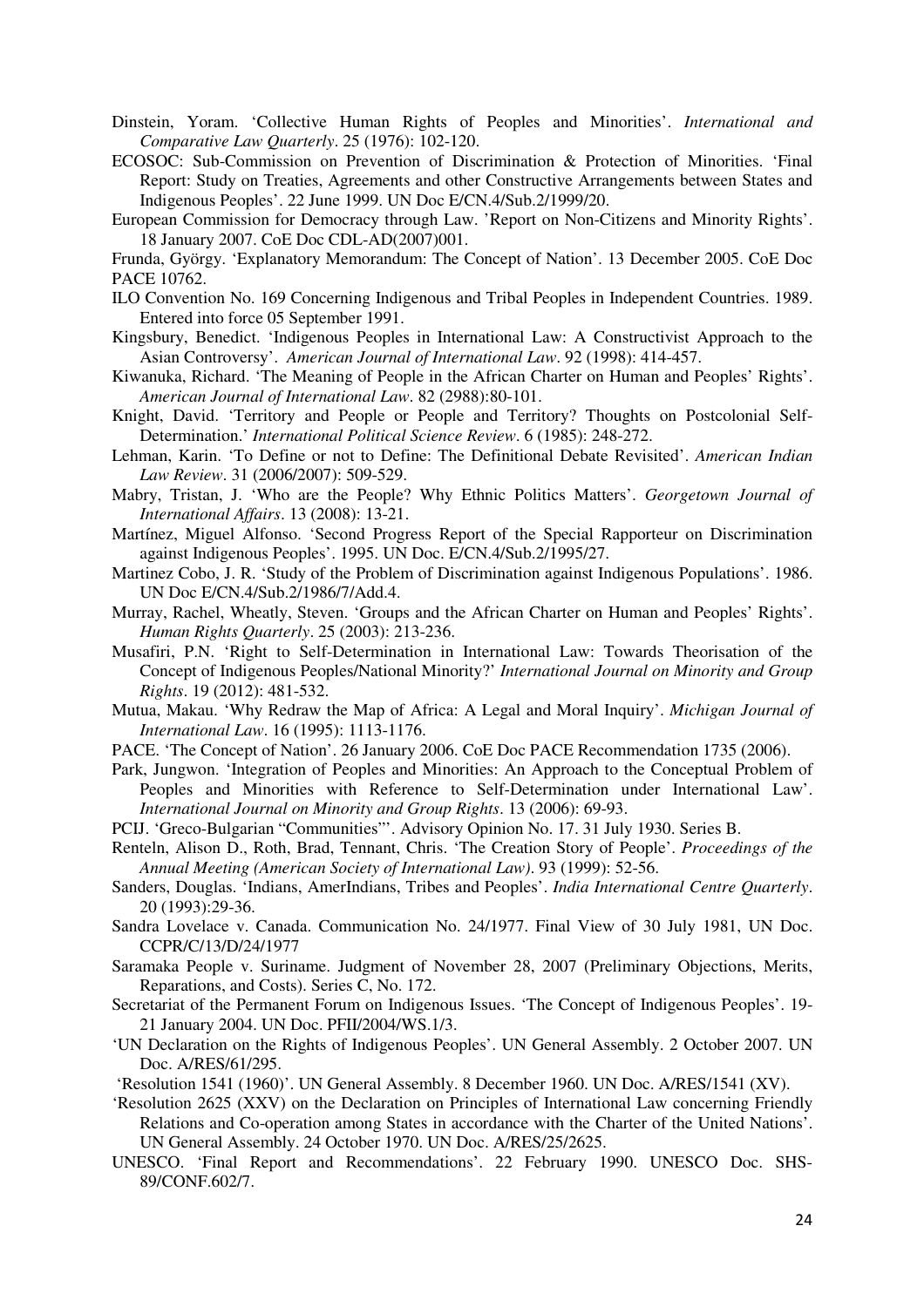Dinstein, Yoram. 'Collective Human Rights of Peoples and Minorities'. *International and Comparative Law Quarterly*. 25 (1976): 102-120.

ECOSOC: Sub-Commission on Prevention of Discrimination & Protection of Minorities. 'Final Report: Study on Treaties, Agreements and other Constructive Arrangements between States and Indigenous Peoples'. 22 June 1999. UN Doc E/CN.4/Sub.2/1999/20.

European Commission for Democracy through Law. 'Report on Non-Citizens and Minority Rights'. 18 January 2007. CoE Doc CDL-AD(2007)001.

Frunda, György. 'Explanatory Memorandum: The Concept of Nation'. 13 December 2005. CoE Doc PACE 10762.

ILO Convention No. 169 Concerning Indigenous and Tribal Peoples in Independent Countries. 1989. Entered into force 05 September 1991.

Kingsbury, Benedict. 'Indigenous Peoples in International Law: A Constructivist Approach to the Asian Controversy'. *American Journal of International Law*. 92 (1998): 414-457.

Kiwanuka, Richard. 'The Meaning of People in the African Charter on Human and Peoples' Rights'. *American Journal of International Law*. 82 (2988):80-101.

Knight, David. 'Territory and People or People and Territory? Thoughts on Postcolonial Self-Determination.' *International Political Science Review*. 6 (1985): 248-272.

Lehman, Karin. 'To Define or not to Define: The Definitional Debate Revisited'. *American Indian Law Review*. 31 (2006/2007): 509-529.

Mabry, Tristan, J. 'Who are the People? Why Ethnic Politics Matters'. *Georgetown Journal of International Affairs*. 13 (2008): 13-21.

Martínez, Miguel Alfonso. 'Second Progress Report of the Special Rapporteur on Discrimination against Indigenous Peoples'. 1995. UN Doc. E/CN.4/Sub.2/1995/27.

Martinez Cobo, J. R. 'Study of the Problem of Discrimination against Indigenous Populations'. 1986. UN Doc E/CN.4/Sub.2/1986/7/Add.4.

Murray, Rachel, Wheatly, Steven. 'Groups and the African Charter on Human and Peoples' Rights'. *Human Rights Quarterly*. 25 (2003): 213-236.

Musafiri, P.N. 'Right to Self-Determination in International Law: Towards Theorisation of the Concept of Indigenous Peoples/National Minority?' *International Journal on Minority and Group Rights*. 19 (2012): 481-532.

Mutua, Makau. 'Why Redraw the Map of Africa: A Legal and Moral Inquiry'. *Michigan Journal of International Law*. 16 (1995): 1113-1176.

PACE. 'The Concept of Nation'. 26 January 2006. CoE Doc PACE Recommendation 1735 (2006).

Park, Jungwon. 'Integration of Peoples and Minorities: An Approach to the Conceptual Problem of Peoples and Minorities with Reference to Self-Determination under International Law'. *International Journal on Minority and Group Rights*. 13 (2006): 69-93.

PCIJ. 'Greco-Bulgarian "Communities"'. Advisory Opinion No. 17. 31 July 1930. Series B.

Renteln, Alison D., Roth, Brad, Tennant, Chris. 'The Creation Story of People'. *Proceedings of the Annual Meeting (American Society of International Law)*. 93 (1999): 52-56.

Sanders, Douglas. 'Indians, AmerIndians, Tribes and Peoples'. *India International Centre Quarterly*. 20 (1993):29-36.

Sandra Lovelace v. Canada. Communication No. 24/1977. Final View of 30 July 1981, UN Doc. CCPR/C/13/D/24/1977

Saramaka People v. Suriname. Judgment of November 28, 2007 (Preliminary Objections, Merits, Reparations, and Costs). Series C, No. 172.

Secretariat of the Permanent Forum on Indigenous Issues. 'The Concept of Indigenous Peoples'. 19-21 January 2004. UN Doc. PFII/2004/WS.1/3.

'UN Declaration on the Rights of Indigenous Peoples'. UN General Assembly. 2 October 2007. UN Doc. A/RES/61/295.

'Resolution 1541 (1960)'. UN General Assembly. 8 December 1960. UN Doc. A/RES/1541 (XV).

'Resolution 2625 (XXV) on the Declaration on Principles of International Law concerning Friendly Relations and Co-operation among States in accordance with the Charter of the United Nations'. UN General Assembly. 24 October 1970. UN Doc. A/RES/25/2625.

UNESCO. 'Final Report and Recommendations'. 22 February 1990. UNESCO Doc. SHS-89/CONF.602/7.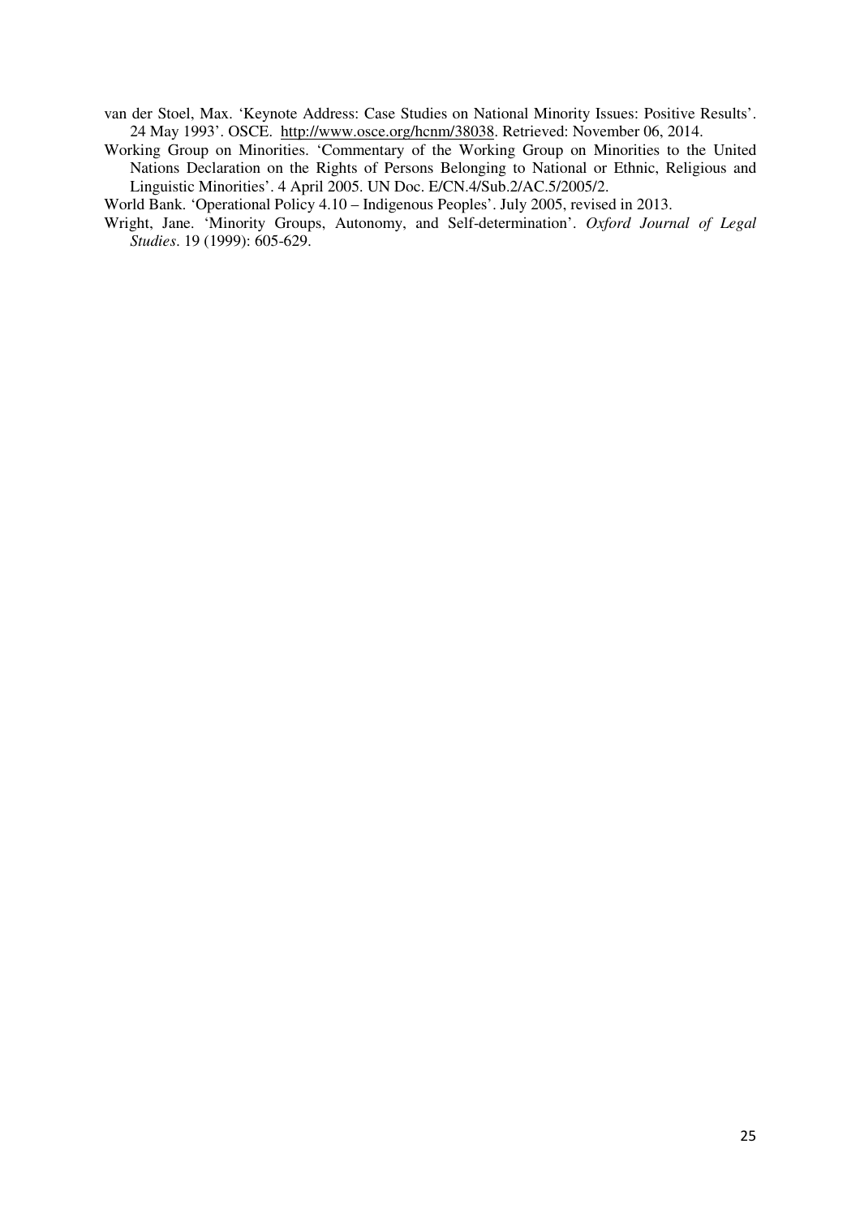van der Stoel, Max. 'Keynote Address: Case Studies on National Minority Issues: Positive Results'. 24 May 1993'. OSCE. http://www.osce.org/hcnm/38038. Retrieved: November 06, 2014.

Working Group on Minorities. 'Commentary of the Working Group on Minorities to the United Nations Declaration on the Rights of Persons Belonging to National or Ethnic, Religious and Linguistic Minorities'. 4 April 2005. UN Doc. E/CN.4/Sub.2/AC.5/2005/2.

World Bank. 'Operational Policy 4.10 – Indigenous Peoples'. July 2005, revised in 2013.

Wright, Jane. 'Minority Groups, Autonomy, and Self-determination'. *Oxford Journal of Legal Studies*. 19 (1999): 605-629.